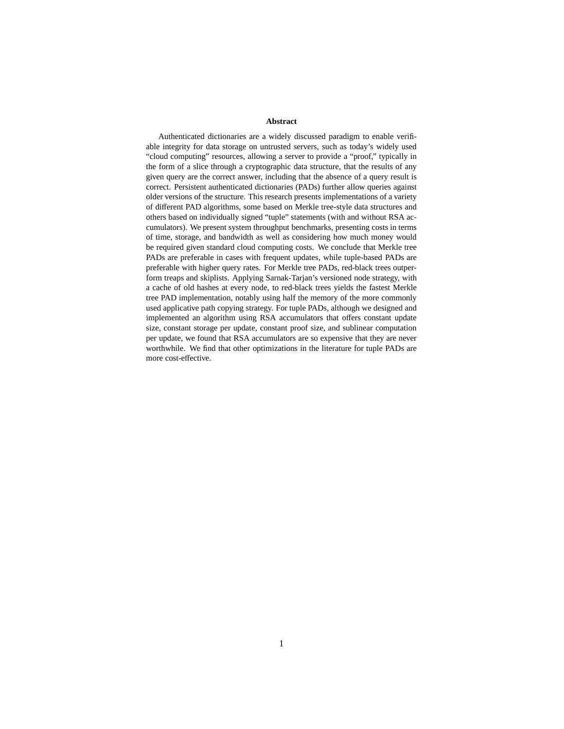## Abstract

Authenticated dictionaries are a widely discussed paradigm to enable verifiable integrity for data storage on untrusted servers, such as today's widely used "cloud computing" resources, allowing a server to provide a "proof," typically in the form of a slice through a cryptographic data structure, that the results of any given query are the correct answer, including that the absence of a query result is correct. Persistent authenticated dictionaries (PADs) further allow queries against older versions of the structure. This research presents implementations of a variety of different PAD algorithms, some based on Merkle tree-style data structures and others based on individually signed "tuple" statements (with and without RSA accumulators). We present system throughput benchmarks, presenting costs in terms of time, storage, and bandwidth as well as considering how much money would be required given standard cloud computing costs. We conclude that Merkle tree PADs are preferable in cases with frequent updates, while tuple-based PADs are preferable with higher query rates. For Merkle tree PADs, red-black trees outperform treaps and skiplists. Applying Sarnak-Tarjan's versioned node strategy, with a cache of old hashes at every node, to red-black trees yields the fastest Merkle tree PAD implementation, notably using half the memory of the more commonly used applicative path copying strategy. For tuple PADs, although we designed and implemented an algorithm using RSA accumulators that offers constant update size, constant storage per update, constant proof size, and sublinear computation per update, we found that RSA accumulators are so expensive that they are never worthwhile. We find that other optimizations in the literature for tuple PADs are more cost-effective.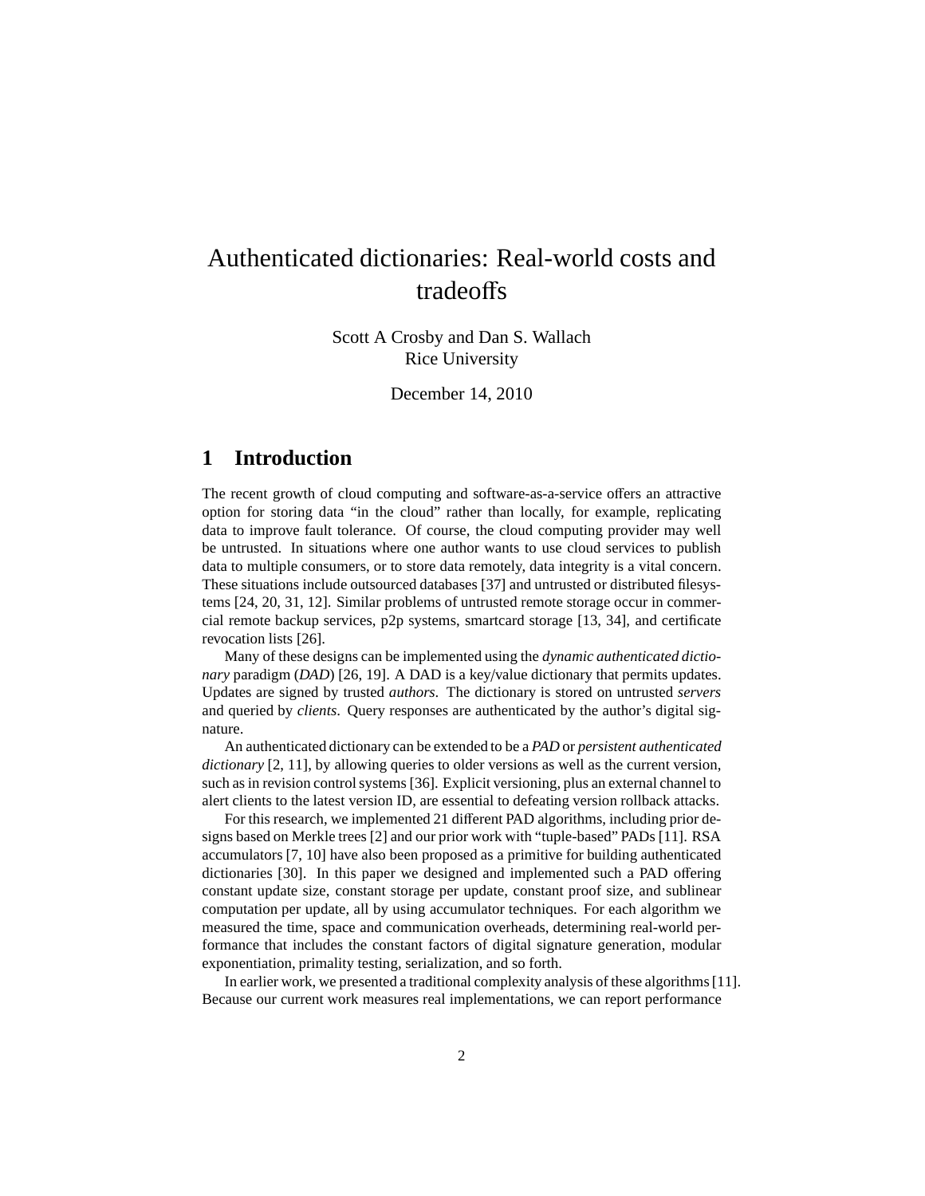# Authenticated dictionaries: Real-world costs and tradeoffs

Scott A Crosby and Dan S. Wallach
Rice University

December 14, 2010

## 1 Introduction

The recent growth of cloud computing and software-as-a-service offers an attractive option for storing data "in the cloud" rather than locally, for example, replicating data to improve fault tolerance. Of course, the cloud computing provider may well be untrusted. In situations where one author wants to use cloud services to publish data to multiple consumers, or to store data remotely, data integrity is a vital concern. These situations include outsourced databases [37] and untrusted or distributed filesystems [24, 20, 31, 12]. Similar problems of untrusted remote storage occur in commercial remote backup services, p2p systems, smartcard storage [13, 34], and certificate revocation lists [26].

Many of these designs can be implemented using the *dynamic authenticated dictionary* paradigm (*DAD*) [26, 19]. A DAD is a key/value dictionary that permits updates. Updates are signed by trusted *authors*. The dictionary is stored on untrusted *servers* and queried by *clients*. Query responses are authenticated by the author's digital signature.

An authenticated dictionary can be extended to be a *PAD* or *persistent authenticated dictionary* [2, 11], by allowing queries to older versions as well as the current version, such as in revision control systems [36]. Explicit versioning, plus an external channel to alert clients to the latest version ID, are essential to defeating version rollback attacks.

For this research, we implemented 21 different PAD algorithms, including prior designs based on Merkle trees [2] and our prior work with "tuple-based" PADs [11]. RSA accumulators [7, 10] have also been proposed as a primitive for building authenticated dictionaries [30]. In this paper we designed and implemented such a PAD offering constant update size, constant storage per update, constant proof size, and sublinear computation per update, all by using accumulator techniques. For each algorithm we measured the time, space and communication overheads, determining real-world performance that includes the constant factors of digital signature generation, modular exponentiation, primality testing, serialization, and so forth.

In earlier work, we presented a traditional complexity analysis of these algorithms [11]. Because our current work measures real implementations, we can report performance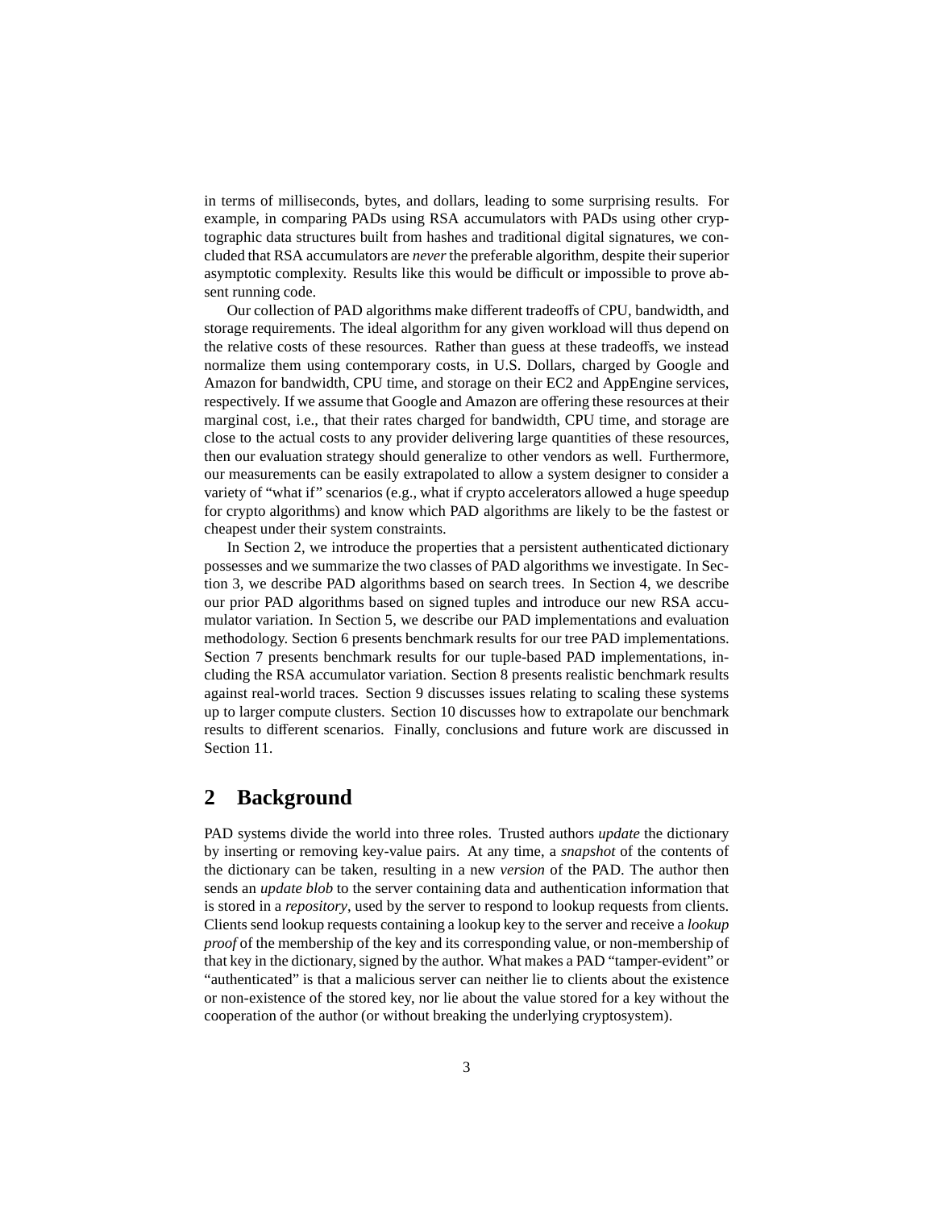in terms of milliseconds, bytes, and dollars, leading to some surprising results. For example, in comparing PADs using RSA accumulators with PADs using other cryptographic data structures built from hashes and traditional digital signatures, we concluded that RSA accumulators are *never* the preferable algorithm, despite their superior asymptotic complexity. Results like this would be difficult or impossible to prove absent running code.

Our collection of PAD algorithms make different tradeoffs of CPU, bandwidth, and storage requirements. The ideal algorithm for any given workload will thus depend on the relative costs of these resources. Rather than guess at these tradeoffs, we instead normalize them using contemporary costs, in U.S. Dollars, charged by Google and Amazon for bandwidth, CPU time, and storage on their EC2 and AppEngine services, respectively. If we assume that Google and Amazon are offering these resources at their marginal cost, i.e., that their rates charged for bandwidth, CPU time, and storage are close to the actual costs to any provider delivering large quantities of these resources, then our evaluation strategy should generalize to other vendors as well. Furthermore, our measurements can be easily extrapolated to allow a system designer to consider a variety of "what if" scenarios (e.g., what if crypto accelerators allowed a huge speedup for crypto algorithms) and know which PAD algorithms are likely to be the fastest or cheapest under their system constraints.

In Section 2, we introduce the properties that a persistent authenticated dictionary possesses and we summarize the two classes of PAD algorithms we investigate. In Section 3, we describe PAD algorithms based on search trees. In Section 4, we describe our prior PAD algorithms based on signed tuples and introduce our new RSA accumulator variation. In Section 5, we describe our PAD implementations and evaluation methodology. Section 6 presents benchmark results for our tree PAD implementations. Section 7 presents benchmark results for our tuple-based PAD implementations, including the RSA accumulator variation. Section 8 presents realistic benchmark results against real-world traces. Section 9 discusses issues relating to scaling these systems up to larger compute clusters. Section 10 discusses how to extrapolate our benchmark results to different scenarios. Finally, conclusions and future work are discussed in Section 11.

## 2 Background

PAD systems divide the world into three roles. Trusted authors *update* the dictionary by inserting or removing key-value pairs. At any time, a *snapshot* of the contents of the dictionary can be taken, resulting in a new *version* of the PAD. The author then sends an *update blob* to the server containing data and authentication information that is stored in a *repository*, used by the server to respond to lookup requests from clients. Clients send lookup requests containing a lookup key to the server and receive a *lookup proof* of the membership of the key and its corresponding value, or non-membership of that key in the dictionary, signed by the author. What makes a PAD "tamper-evident" or "authenticated" is that a malicious server can neither lie to clients about the existence or non-existence of the stored key, nor lie about the value stored for a key without the cooperation of the author (or without breaking the underlying cryptosystem).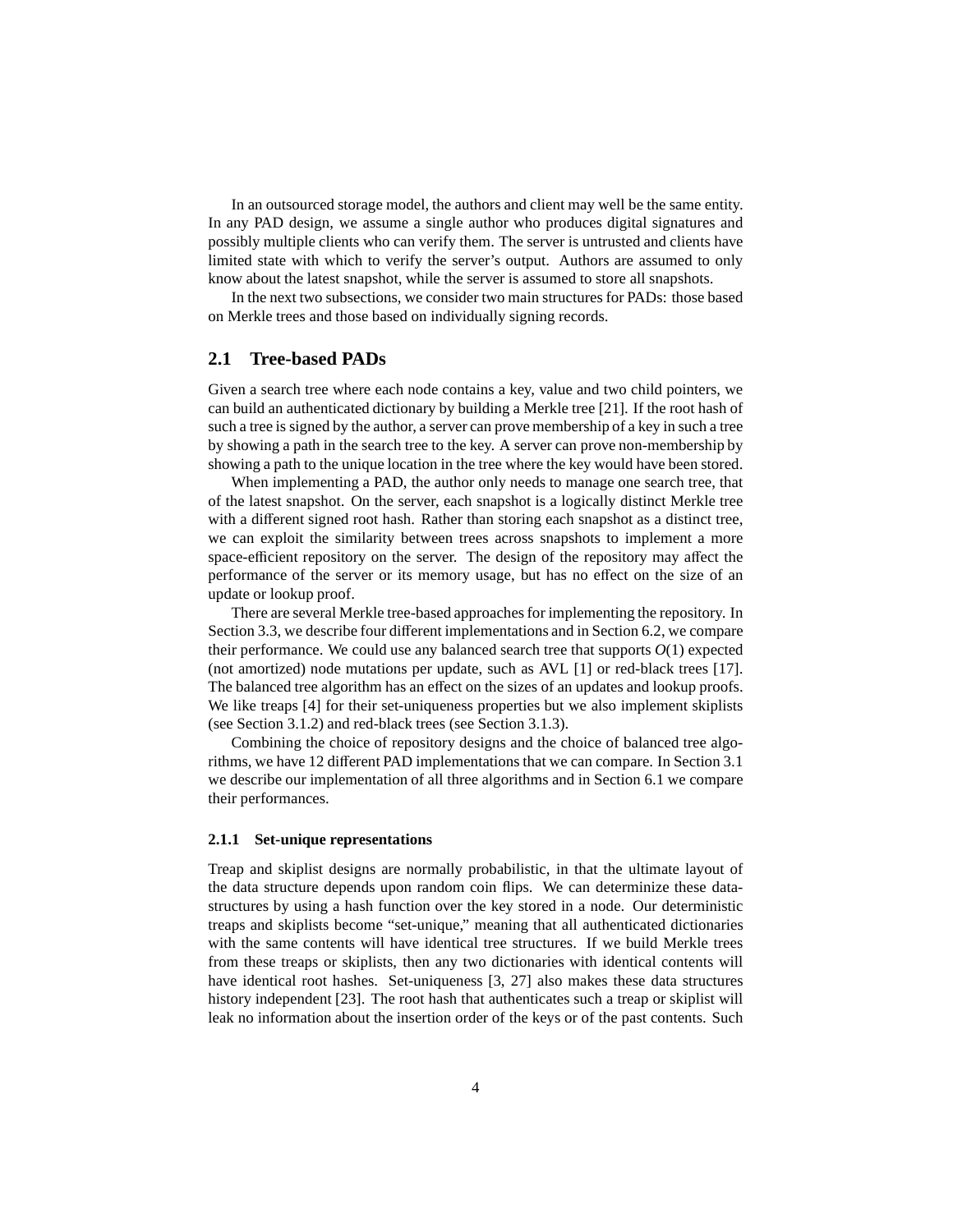In an outsourced storage model, the authors and client may well be the same entity. In any PAD design, we assume a single author who produces digital signatures and possibly multiple clients who can verify them. The server is untrusted and clients have limited state with which to verify the server's output. Authors are assumed to only know about the latest snapshot, while the server is assumed to store all snapshots.

In the next two subsections, we consider two main structures for PADs: those based on Merkle trees and those based on individually signing records.

## 2.1 Tree-based PADs

Given a search tree where each node contains a key, value and two child pointers, we can build an authenticated dictionary by building a Merkle tree [21]. If the root hash of such a tree is signed by the author, a server can prove membership of a key in such a tree by showing a path in the search tree to the key. A server can prove non-membership by showing a path to the unique location in the tree where the key would have been stored.

When implementing a PAD, the author only needs to manage one search tree, that of the latest snapshot. On the server, each snapshot is a logically distinct Merkle tree with a different signed root hash. Rather than storing each snapshot as a distinct tree, we can exploit the similarity between trees across snapshots to implement a more space-efficient repository on the server. The design of the repository may affect the performance of the server or its memory usage, but has no effect on the size of an update or lookup proof.

There are several Merkle tree-based approaches for implementing the repository. In Section 3.3, we describe four different implementations and in Section 6.2, we compare their performance. We could use any balanced search tree that supports $O(1)$ expected (not amortized) node mutations per update, such as AVL [1] or red-black trees [17]. The balanced tree algorithm has an effect on the sizes of an updates and lookup proofs. We like treaps [4] for their set-uniqueness properties but we also implement skiplists (see Section 3.1.2) and red-black trees (see Section 3.1.3).

Combining the choice of repository designs and the choice of balanced tree algorithms, we have 12 different PAD implementations that we can compare. In Section 3.1 we describe our implementation of all three algorithms and in Section 6.1 we compare their performances.

### 2.1.1 Set-unique representations

Treap and skiplist designs are normally probabilistic, in that the ultimate layout of the data structure depends upon random coin flips. We can determinize these data-structures by using a hash function over the key stored in a node. Our deterministic treaps and skiplists become "set-unique," meaning that all authenticated dictionaries with the same contents will have identical tree structures. If we build Merkle trees from these treaps or skiplists, then any two dictionaries with identical contents will have identical root hashes. Set-uniqueness [3, 27] also makes these data structures history independent [23]. The root hash that authenticates such a treap or skiplist will leak no information about the insertion order of the keys or of the past contents. Such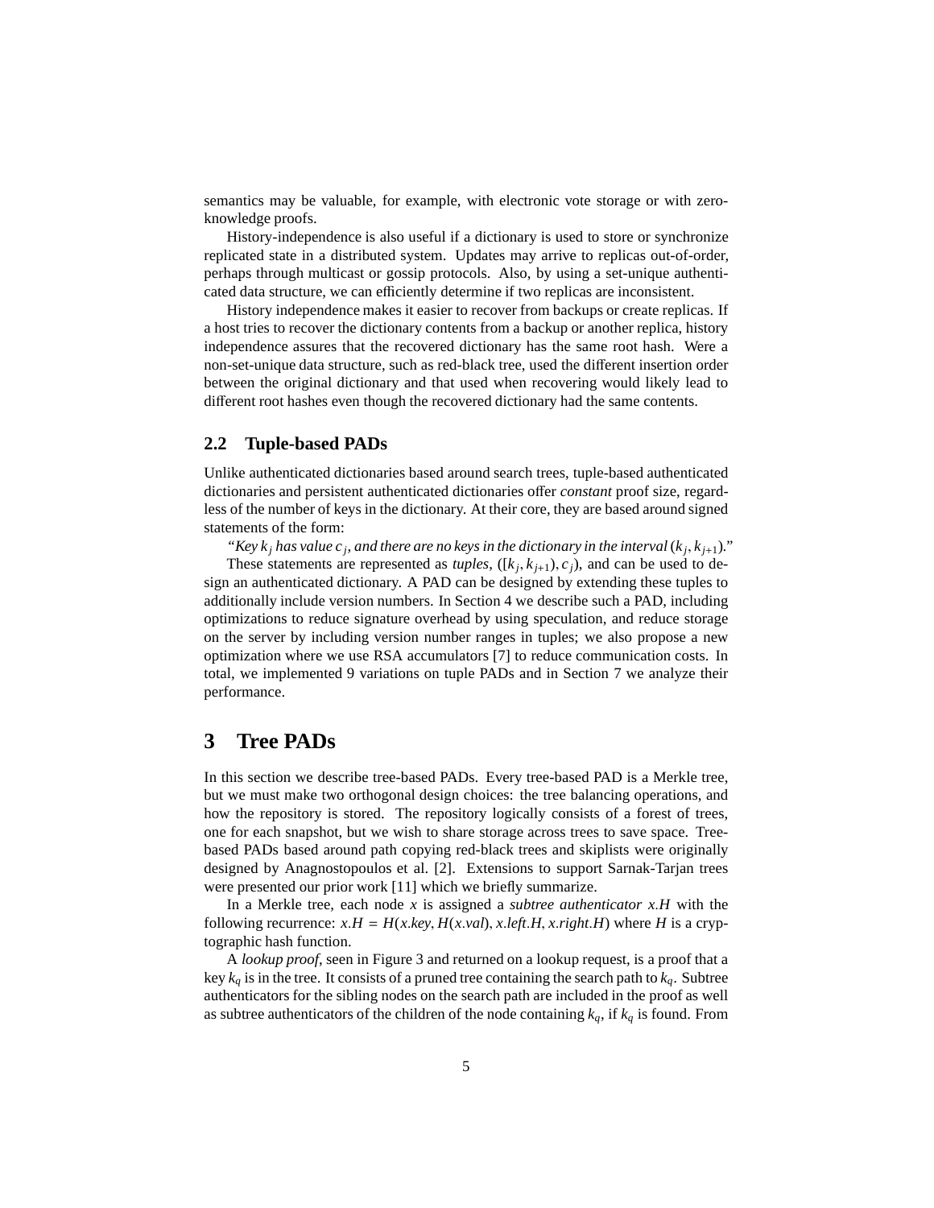semantics may be valuable, for example, with electronic vote storage or with zero-knowledge proofs.

History-independence is also useful if a dictionary is used to store or synchronize replicated state in a distributed system. Updates may arrive to replicas out-of-order, perhaps through multicast or gossip protocols. Also, by using a set-unique authenticated data structure, we can efficiently determine if two replicas are inconsistent.

History independence makes it easier to recover from backups or create replicas. If a host tries to recover the dictionary contents from a backup or another replica, history independence assures that the recovered dictionary has the same root hash. Were a non-set-unique data structure, such as red-black tree, used the different insertion order between the original dictionary and that used when recovering would likely lead to different root hashes even though the recovered dictionary had the same contents.

## 2.2 Tuple-based PADs

Unlike authenticated dictionaries based around search trees, tuple-based authenticated dictionaries and persistent authenticated dictionaries offer *constant* proof size, regardless of the number of keys in the dictionary. At their core, they are based around signed statements of the form:

*"Key $k_j$ has value $c_j$, and there are no keys in the dictionary in the interval $(k_j, k_{j+1})$."*

These statements are represented as *tuples*, $([k_j, k_{j+1}), c_j)$, and can be used to design an authenticated dictionary. A PAD can be designed by extending these tuples to additionally include version numbers. In Section 4 we describe such a PAD, including optimizations to reduce signature overhead by using speculation, and reduce storage on the server by including version number ranges in tuples; we also propose a new optimization where we use RSA accumulators [7] to reduce communication costs. In total, we implemented 9 variations on tuple PADs and in Section 7 we analyze their performance.

# 3 Tree PADs

In this section we describe tree-based PADs. Every tree-based PAD is a Merkle tree, but we must make two orthogonal design choices: the tree balancing operations, and how the repository is stored. The repository logically consists of a forest of trees, one for each snapshot, but we wish to share storage across trees to save space. Tree-based PADs based around path copying red-black trees and skiplists were originally designed by Anagnostopoulos et al. [2]. Extensions to support Sarnak-Tarjan trees were presented our prior work [11] which we briefly summarize.

In a Merkle tree, each node $x$ is assigned a *subtree authenticator* $x.H$ with the following recurrence: $x.H = H(x.key, H(x.val), x.left.H, x.right.H)$ where $H$ is a cryptographic hash function.

A *lookup proof*, seen in Figure 3 and returned on a lookup request, is a proof that a key $k_q$ is in the tree. It consists of a pruned tree containing the search path to $k_q$. Subtree authenticators for the sibling nodes on the search path are included in the proof as well as subtree authenticators of the children of the node containing $k_q$, if $k_q$ is found. From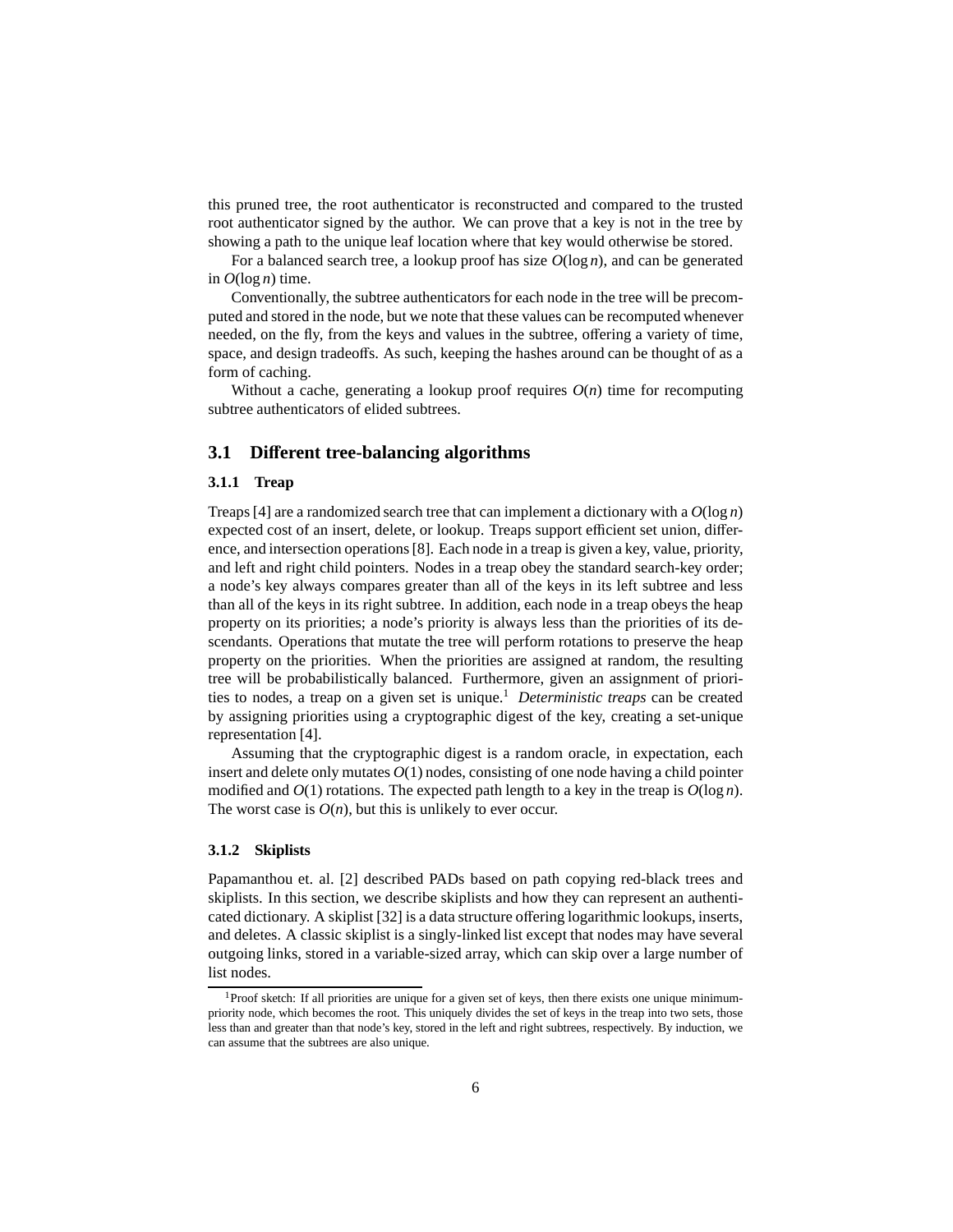this pruned tree, the root authenticator is reconstructed and compared to the trusted root authenticator signed by the author. We can prove that a key is not in the tree by showing a path to the unique leaf location where that key would otherwise be stored.

For a balanced search tree, a lookup proof has size $O(\log n)$, and can be generated in $O(\log n)$ time.

Conventionally, the subtree authenticators for each node in the tree will be precomputed and stored in the node, but we note that these values can be recomputed whenever needed, on the fly, from the keys and values in the subtree, offering a variety of time, space, and design tradeoffs. As such, keeping the hashes around can be thought of as a form of caching.

Without a cache, generating a lookup proof requires $O(n)$ time for recomputing subtree authenticators of elided subtrees.

## 3.1 Different tree-balancing algorithms

### 3.1.1 Treap

Treaps [4] are a randomized search tree that can implement a dictionary with a $O(\log n)$ expected cost of an insert, delete, or lookup. Treaps support efficient set union, difference, and intersection operations [8]. Each node in a treap is given a key, value, priority, and left and right child pointers. Nodes in a treap obey the standard search-key order; a node's key always compares greater than all of the keys in its left subtree and less than all of the keys in its right subtree. In addition, each node in a treap obeys the heap property on its priorities; a node's priority is always less than the priorities of its descendants. Operations that mutate the tree will perform rotations to preserve the heap property on the priorities. When the priorities are assigned at random, the resulting tree will be probabilistically balanced. Furthermore, given an assignment of priorities to nodes, a treap on a given set is unique.[1] *Deterministic treaps* can be created by assigning priorities using a cryptographic digest of the key, creating a set-unique representation [4].

Assuming that the cryptographic digest is a random oracle, in expectation, each insert and delete only mutates $O(1)$ nodes, consisting of one node having a child pointer modified and $O(1)$ rotations. The expected path length to a key in the treap is $O(\log n)$. The worst case is $O(n)$, but this is unlikely to ever occur.

### 3.1.2 Skiplists

Papamanthou et. al. [2] described PADs based on path copying red-black trees and skiplists. In this section, we describe skiplists and how they can represent an authenticated dictionary. A skiplist [32] is a data structure offering logarithmic lookups, inserts, and deletes. A classic skiplist is a singly-linked list except that nodes may have several outgoing links, stored in a variable-sized array, which can skip over a large number of list nodes.

[1] Proof sketch: If all priorities are unique for a given set of keys, then there exists one unique minimum-priority node, which becomes the root. This uniquely divides the set of keys in the treap into two sets, those less than and greater than that node's key, stored in the left and right subtrees, respectively. By induction, we can assume that the subtrees are also unique.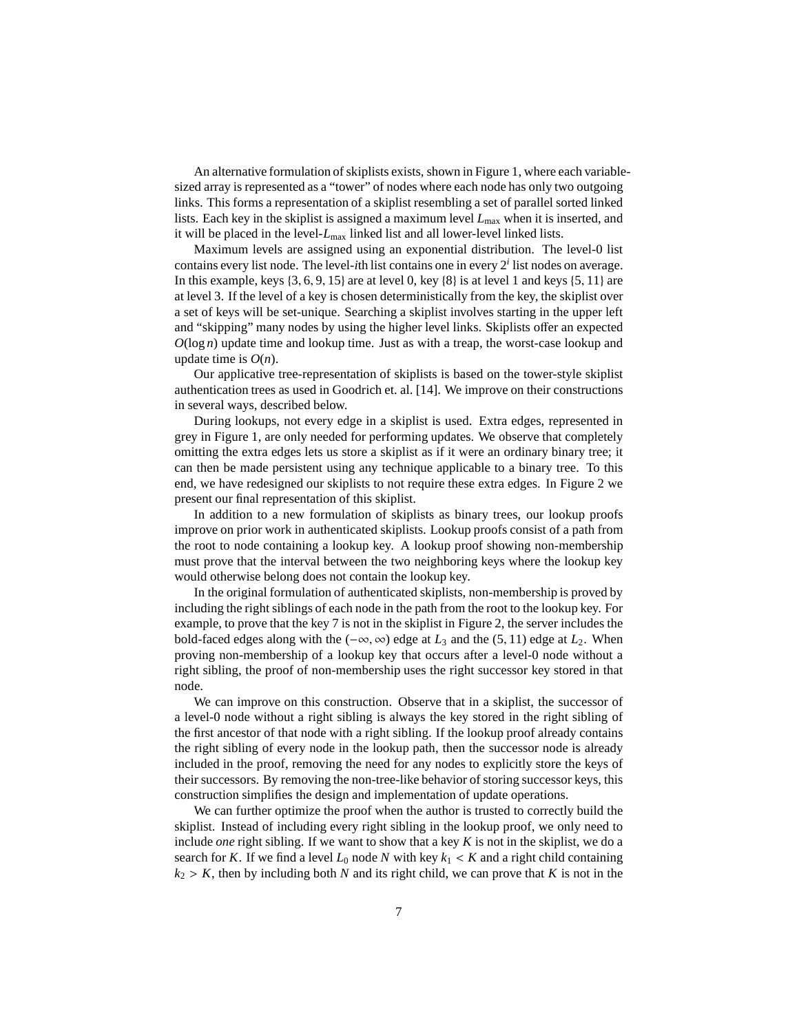An alternative formulation of skiplists exists, shown in Figure 1, where each variable-sized array is represented as a "tower" of nodes where each node has only two outgoing links. This forms a representation of a skiplist resembling a set of parallel sorted linked lists. Each key in the skiplist is assigned a maximum level $L_{\max}$ when it is inserted, and it will be placed in the level-$L_{\max}$ linked list and all lower-level linked lists.

Maximum levels are assigned using an exponential distribution. The level-0 list contains every list node. The level-$i$th list contains one in every $2^i$ list nodes on average. In this example, keys $\{3, 6, 9, 15\}$ are at level 0, key $\{8\}$ is at level 1 and keys $\{5, 11\}$ are at level 3. If the level of a key is chosen deterministically from the key, the skiplist over a set of keys will be set-unique. Searching a skiplist involves starting in the upper left and "skipping" many nodes by using the higher level links. Skiplists offer an expected $O(\log n)$ update time and lookup time. Just as with a treap, the worst-case lookup and update time is $O(n)$.

Our applicative tree-representation of skiplists is based on the tower-style skiplist authentication trees as used in Goodrich et. al. [14]. We improve on their constructions in several ways, described below.

During lookups, not every edge in a skiplist is used. Extra edges, represented in grey in Figure 1, are only needed for performing updates. We observe that completely omitting the extra edges lets us store a skiplist as if it were an ordinary binary tree; it can then be made persistent using any technique applicable to a binary tree. To this end, we have redesigned our skiplists to not require these extra edges. In Figure 2 we present our final representation of this skiplist.

In addition to a new formulation of skiplists as binary trees, our lookup proofs improve on prior work in authenticated skiplists. Lookup proofs consist of a path from the root to node containing a lookup key. A lookup proof showing non-membership must prove that the interval between the two neighboring keys where the lookup key would otherwise belong does not contain the lookup key.

In the original formulation of authenticated skiplists, non-membership is proved by including the right siblings of each node in the path from the root to the lookup key. For example, to prove that the key 7 is not in the skiplist in Figure 2, the server includes the bold-faced edges along with the $(-\infty, \infty)$ edge at $L_3$ and the $(5, 11)$ edge at $L_2$. When proving non-membership of a lookup key that occurs after a level-0 node without a right sibling, the proof of non-membership uses the right successor key stored in that node.

We can improve on this construction. Observe that in a skiplist, the successor of a level-0 node without a right sibling is always the key stored in the right sibling of the first ancestor of that node with a right sibling. If the lookup proof already contains the right sibling of every node in the lookup path, then the successor node is already included in the proof, removing the need for any nodes to explicitly store the keys of their successors. By removing the non-tree-like behavior of storing successor keys, this construction simplifies the design and implementation of update operations.

We can further optimize the proof when the author is trusted to correctly build the skiplist. Instead of including every right sibling in the lookup proof, we only need to include *one* right sibling. If we want to show that a key $K$ is not in the skiplist, we do a search for $K$. If we find a level $L_0$ node $N$ with key $k_1 < K$ and a right child containing $k_2 > K$, then by including both $N$ and its right child, we can prove that $K$ is not in the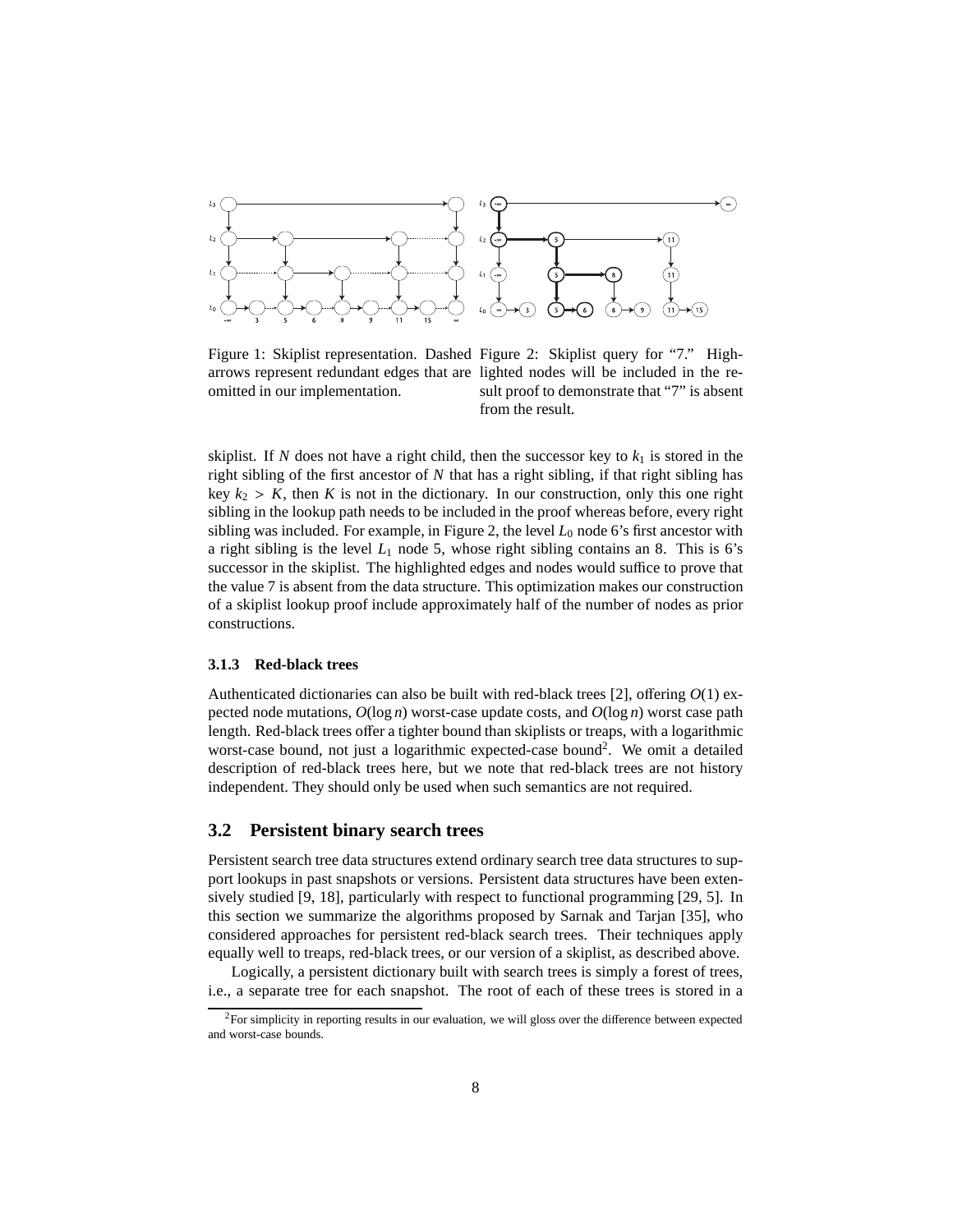Figure 1: Skiplist representation. Dashed arrows represent redundant edges that are omitted in our implementation.

Figure 2: Skiplist query for "7." Highlighted nodes will be included in the result proof to demonstrate that "7" is absent from the result.

skiplist. If $N$ does not have a right child, then the successor key to $k_1$ is stored in the right sibling of the first ancestor of $N$ that has a right sibling, if that right sibling has key $k_2 > K$, then $K$ is not in the dictionary. In our construction, only this one right sibling in the lookup path needs to be included in the proof whereas before, every right sibling was included. For example, in Figure 2, the level $L_0$ node 6's first ancestor with a right sibling is the level $L_1$ node 5, whose right sibling contains an 8. This is 6's successor in the skiplist. The highlighted edges and nodes would suffice to prove that the value 7 is absent from the data structure. This optimization makes our construction of a skiplist lookup proof include approximately half of the number of nodes as prior constructions.

### 3.1.3 Red-black trees

Authenticated dictionaries can also be built with red-black trees [2], offering $O(1)$ expected node mutations, $O(\log n)$ worst-case update costs, and $O(\log n)$ worst case path length. Red-black trees offer a tighter bound than skiplists or treaps, with a logarithmic worst-case bound, not just a logarithmic expected-case bound[2]. We omit a detailed description of red-black trees here, but we note that red-black trees are not history independent. They should only be used when such semantics are not required.

## 3.2 Persistent binary search trees

Persistent search tree data structures extend ordinary search tree data structures to support lookups in past snapshots or versions. Persistent data structures have been extensively studied [9, 18], particularly with respect to functional programming [29, 5]. In this section we summarize the algorithms proposed by Sarnak and Tarjan [35], who considered approaches for persistent red-black search trees. Their techniques apply equally well to treaps, red-black trees, or our version of a skiplist, as described above.

Logically, a persistent dictionary built with search trees is simply a forest of trees, i.e., a separate tree for each snapshot. The root of each of these trees is stored in a

[2] For simplicity in reporting results in our evaluation, we will gloss over the difference between expected and worst-case bounds.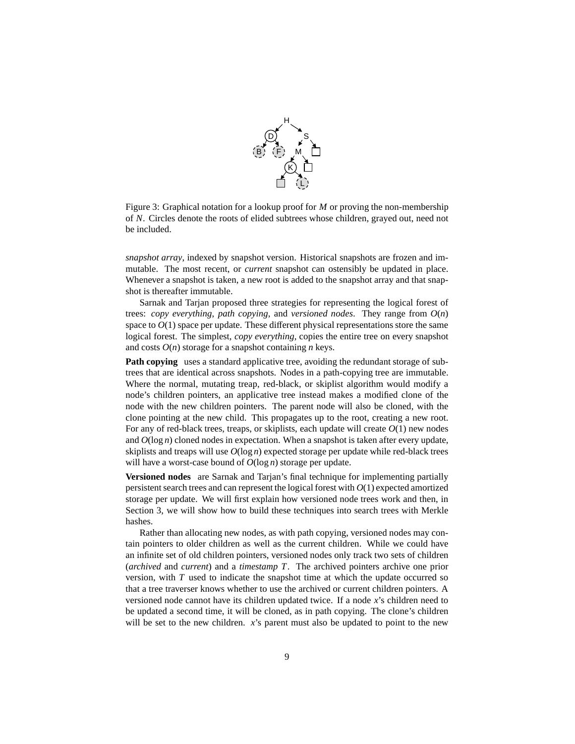Figure 3: Graphical notation for a lookup proof for $M$ or proving the non-membership of $N$. Circles denote the roots of elided subtrees whose children, grayed out, need not be included.

*snapshot array*, indexed by snapshot version. Historical snapshots are frozen and immutable. The most recent, or *current* snapshot can ostensibly be updated in place. Whenever a snapshot is taken, a new root is added to the snapshot array and that snapshot is thereafter immutable.

Sarnak and Tarjan proposed three strategies for representing the logical forest of trees: *copy everything*, *path copying*, and *versioned nodes*. They range from $O(n)$ space to $O(1)$ space per update. These different physical representations store the same logical forest. The simplest, *copy everything*, copies the entire tree on every snapshot and costs $O(n)$ storage for a snapshot containing $n$ keys.

**Path copying** uses a standard applicative tree, avoiding the redundant storage of subtrees that are identical across snapshots. Nodes in a path-copying tree are immutable. Where the normal, mutating treap, red-black, or skiplist algorithm would modify a node's children pointers, an applicative tree instead makes a modified clone of the node with the new children pointers. The parent node will also be cloned, with the clone pointing at the new child. This propagates up to the root, creating a new root. For any of red-black trees, treaps, or skiplists, each update will create $O(1)$ new nodes and $O(\log n)$ cloned nodes in expectation. When a snapshot is taken after every update, skiplists and treaps will use $O(\log n)$ expected storage per update while red-black trees will have a worst-case bound of $O(\log n)$ storage per update.

**Versioned nodes** are Sarnak and Tarjan's final technique for implementing partially persistent search trees and can represent the logical forest with $O(1)$ expected amortized storage per update. We will first explain how versioned node trees work and then, in Section 3, we will show how to build these techniques into search trees with Merkle hashes.

Rather than allocating new nodes, as with path copying, versioned nodes may contain pointers to older children as well as the current children. While we could have an infinite set of old children pointers, versioned nodes only track two sets of children (*archived* and *current*) and a *timestamp* $T$. The archived pointers archive one prior version, with $T$ used to indicate the snapshot time at which the update occurred so that a tree traverser knows whether to use the archived or current children pointers. A versioned node cannot have its children updated twice. If a node $x$'s children need to be updated a second time, it will be cloned, as in path copying. The clone's children will be set to the new children. $x$'s parent must also be updated to point to the new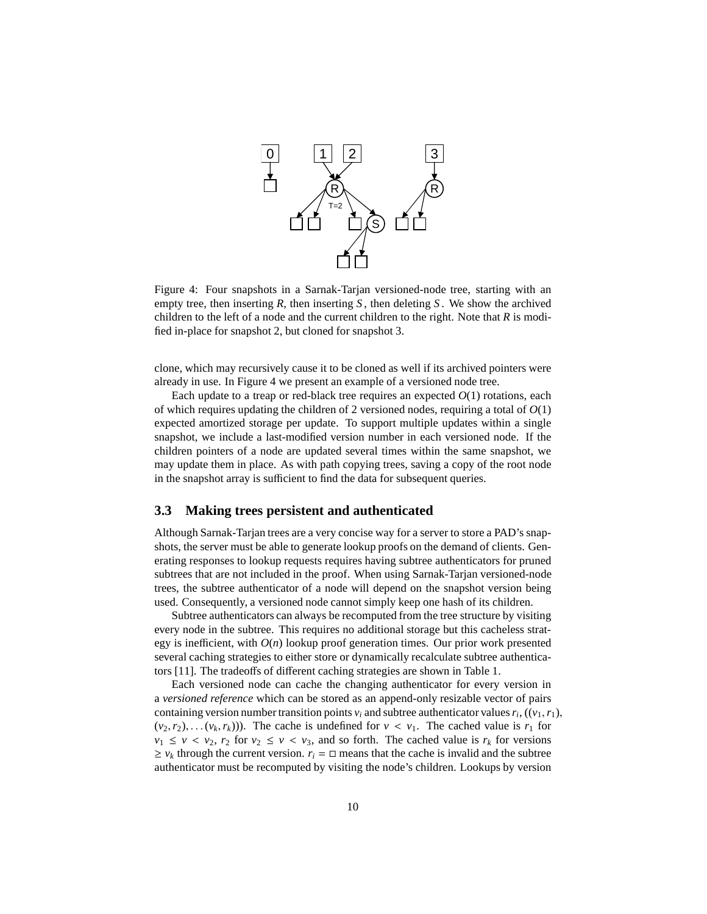Figure 4: Four snapshots in a Sarnak-Tarjan versioned-node tree, starting with an empty tree, then inserting $R$, then inserting $S$, then deleting $S$. We show the archived children to the left of a node and the current children to the right. Note that $R$ is modified in-place for snapshot 2, but cloned for snapshot 3.

clone, which may recursively cause it to be cloned as well if its archived pointers were already in use. In Figure 4 we present an example of a versioned node tree.

Each update to a treap or red-black tree requires an expected $O(1)$ rotations, each of which requires updating the children of 2 versioned nodes, requiring a total of $O(1)$ expected amortized storage per update. To support multiple updates within a single snapshot, we include a last-modified version number in each versioned node. If the children pointers of a node are updated several times within the same snapshot, we may update them in place. As with path copying trees, saving a copy of the root node in the snapshot array is sufficient to find the data for subsequent queries.

### 3.3 Making trees persistent and authenticated

Although Sarnak-Tarjan trees are a very concise way for a server to store a PAD's snapshots, the server must be able to generate lookup proofs on the demand of clients. Generating responses to lookup requests requires having subtree authenticators for pruned subtrees that are not included in the proof. When using Sarnak-Tarjan versioned-node trees, the subtree authenticator of a node will depend on the snapshot version being used. Consequently, a versioned node cannot simply keep one hash of its children.

Subtree authenticators can always be recomputed from the tree structure by visiting every node in the subtree. This requires no additional storage but this cacheless strategy is inefficient, with $O(n)$ lookup proof generation times. Our prior work presented several caching strategies to either store or dynamically recalculate subtree authenticators [11]. The tradeoffs of different caching strategies are shown in Table 1.

Each versioned node can cache the changing authenticator for every version in a *versioned reference* which can be stored as an append-only resizable vector of pairs containing version number transition points $v_i$ and subtree authenticator values $r_i$, $((v_1, r_1), (v_2, r_2), \dots (v_k, r_k)))$. The cache is undefined for $v < v_1$. The cached value is $r_1$ for $v_1 \leq v < v_2$, $r_2$ for $v_2 \leq v < v_3$, and so forth. The cached value is $r_k$ for versions $\geq v_k$ through the current version. $r_i = \square$ means that the cache is invalid and the subtree authenticator must be recomputed by visiting the node's children. Lookups by version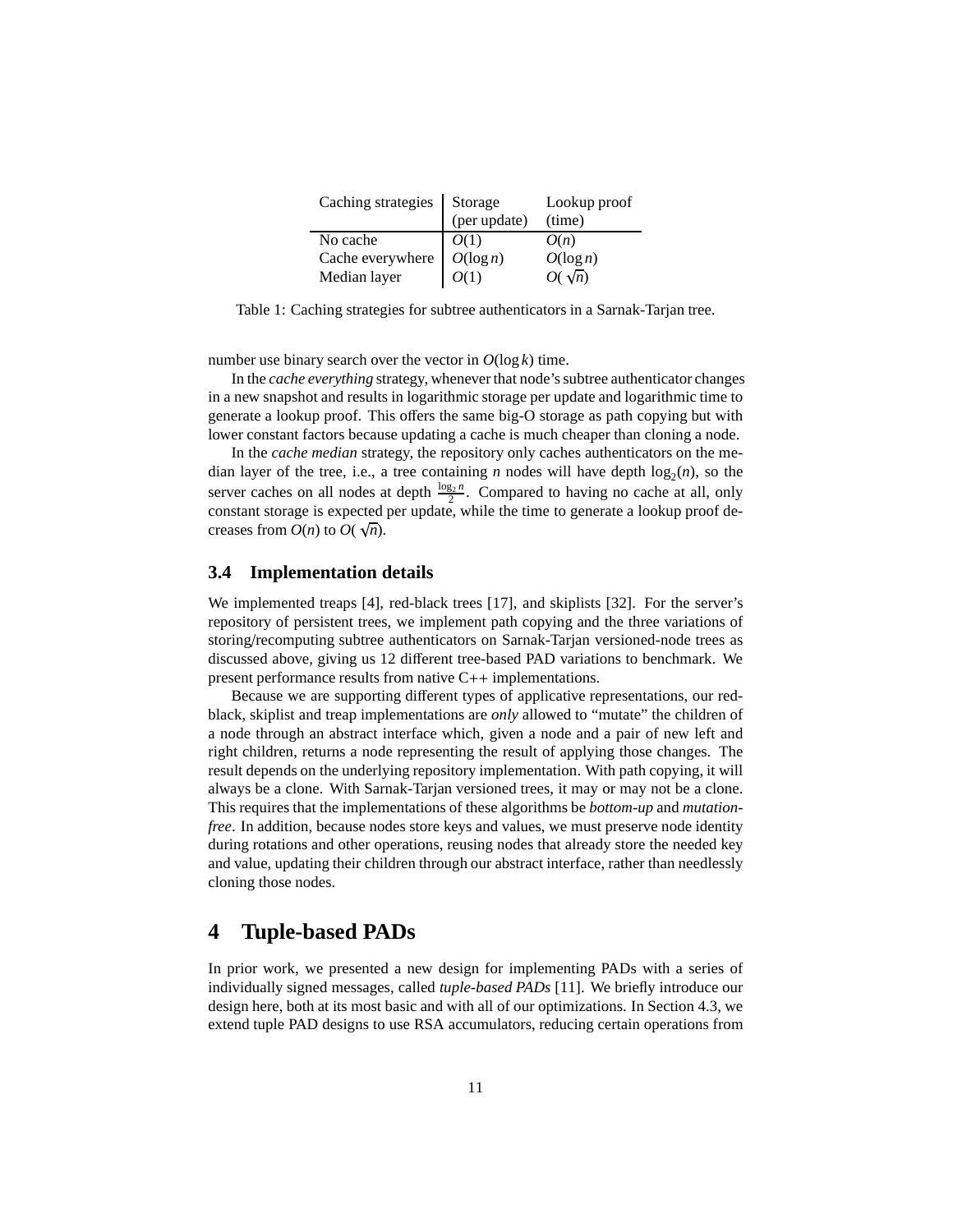| Caching strategies | Storage (per update) | Lookup proof (time) |
|---|---|---|
| No cache | $O(1)$ | $O(n)$ |
| Cache everywhere | $O(\log n)$ | $O(\log n)$ |
| Median layer | $O(1)$ | $O(\sqrt{n})$ |

Table 1: Caching strategies for subtree authenticators in a Sarnak-Tarjan tree.

number use binary search over the vector in $O(\log k)$ time.

In the *cache everything* strategy, whenever that node's subtree authenticator changes in a new snapshot and results in logarithmic storage per update and logarithmic time to generate a lookup proof. This offers the same big-O storage as path copying but with lower constant factors because updating a cache is much cheaper than cloning a node.

In the *cache median* strategy, the repository only caches authenticators on the median layer of the tree, i.e., a tree containing $n$ nodes will have depth $\log_2(n)$, so the server caches on all nodes at depth $\frac{\log_2 n}{2}$. Compared to having no cache at all, only constant storage is expected per update, while the time to generate a lookup proof decreases from $O(n)$ to $O(\sqrt{n})$.

### 3.4 Implementation details

We implemented treaps [4], red-black trees [17], and skiplists [32]. For the server's repository of persistent trees, we implement path copying and the three variations of storing/recomputing subtree authenticators on Sarnak-Tarjan versioned-node trees as discussed above, giving us 12 different tree-based PAD variations to benchmark. We present performance results from native C++ implementations.

Because we are supporting different types of applicative representations, our red-black, skiplist and treap implementations are *only* allowed to "mutate" the children of a node through an abstract interface which, given a node and a pair of new left and right children, returns a node representing the result of applying those changes. The result depends on the underlying repository implementation. With path copying, it will always be a clone. With Sarnak-Tarjan versioned trees, it may or may not be a clone. This requires that the implementations of these algorithms be *bottom-up* and *mutation-free*. In addition, because nodes store keys and values, we must preserve node identity during rotations and other operations, reusing nodes that already store the needed key and value, updating their children through our abstract interface, rather than needlessly cloning those nodes.

## 4 Tuple-based PADs

In prior work, we presented a new design for implementing PADs with a series of individually signed messages, called *tuple-based PADs* [11]. We briefly introduce our design here, both at its most basic and with all of our optimizations. In Section 4.3, we extend tuple PAD designs to use RSA accumulators, reducing certain operations from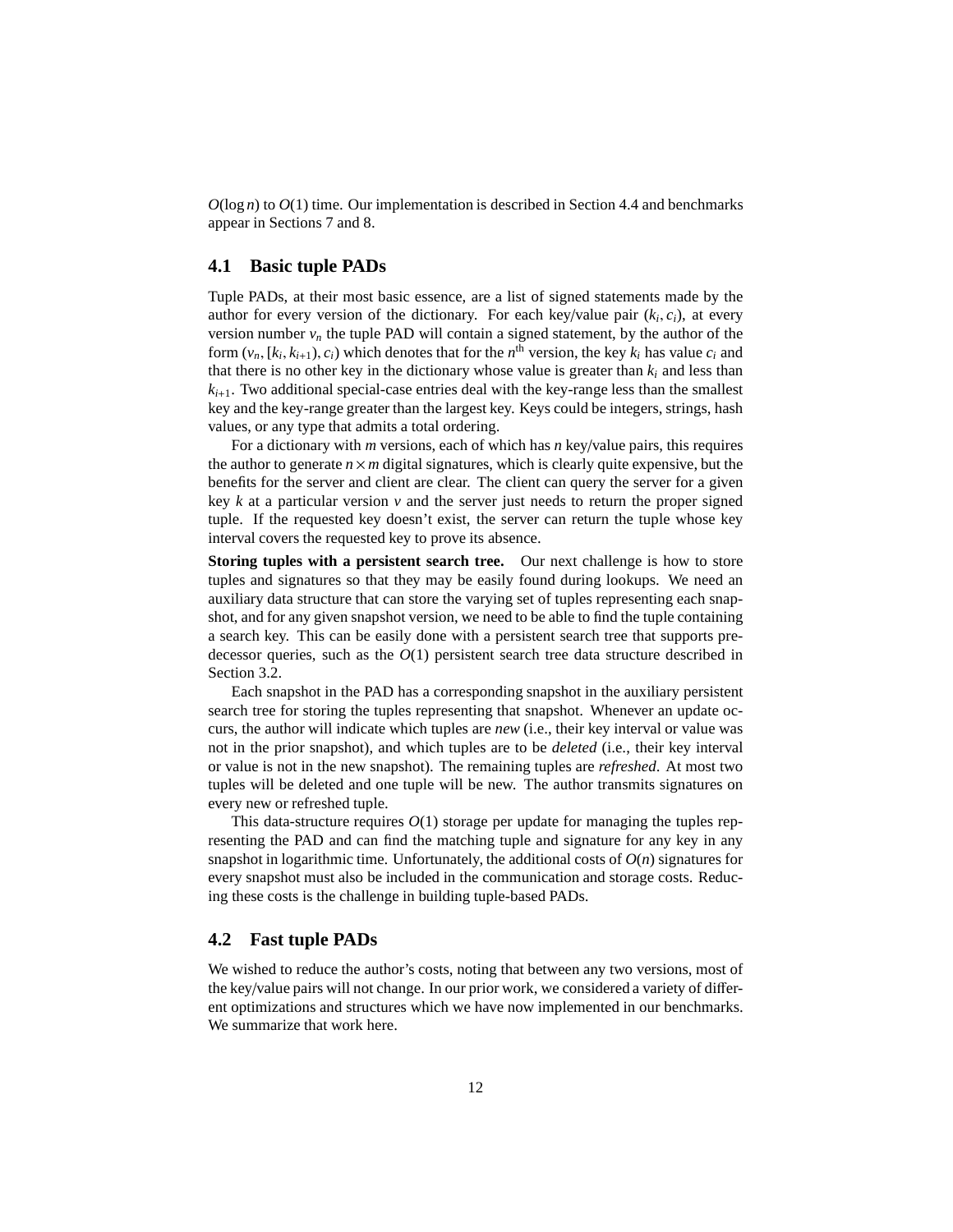$O(\log n)$ to $O(1)$ time. Our implementation is described in Section 4.4 and benchmarks appear in Sections 7 and 8.

## 4.1 Basic tuple PADs

Tuple PADs, at their most basic essence, are a list of signed statements made by the author for every version of the dictionary. For each key/value pair $(k_i, c_i)$, at every version number $v_n$ the tuple PAD will contain a signed statement, by the author of the form $(v_n, [k_i, k_{i+1}), c_i)$ which denotes that for the $n^{\text{th}}$ version, the key $k_i$ has value $c_i$ and that there is no other key in the dictionary whose value is greater than $k_i$ and less than $k_{i+1}$. Two additional special-case entries deal with the key-range less than the smallest key and the key-range greater than the largest key. Keys could be integers, strings, hash values, or any type that admits a total ordering.

For a dictionary with $m$ versions, each of which has $n$ key/value pairs, this requires the author to generate $n \times m$ digital signatures, which is clearly quite expensive, but the benefits for the server and client are clear. The client can query the server for a given key $k$ at a particular version $v$ and the server just needs to return the proper signed tuple. If the requested key doesn't exist, the server can return the tuple whose key interval covers the requested key to prove its absence.

**Storing tuples with a persistent search tree.** Our next challenge is how to store tuples and signatures so that they may be easily found during lookups. We need an auxiliary data structure that can store the varying set of tuples representing each snapshot, and for any given snapshot version, we need to be able to find the tuple containing a search key. This can be easily done with a persistent search tree that supports predecessor queries, such as the $O(1)$ persistent search tree data structure described in Section 3.2.

Each snapshot in the PAD has a corresponding snapshot in the auxiliary persistent search tree for storing the tuples representing that snapshot. Whenever an update occurs, the author will indicate which tuples are *new* (i.e., their key interval or value was not in the prior snapshot), and which tuples are to be *deleted* (i.e., their key interval or value is not in the new snapshot). The remaining tuples are *refreshed*. At most two tuples will be deleted and one tuple will be new. The author transmits signatures on every new or refreshed tuple.

This data-structure requires $O(1)$ storage per update for managing the tuples representing the PAD and can find the matching tuple and signature for any key in any snapshot in logarithmic time. Unfortunately, the additional costs of $O(n)$ signatures for every snapshot must also be included in the communication and storage costs. Reducing these costs is the challenge in building tuple-based PADs.

## 4.2 Fast tuple PADs

We wished to reduce the author's costs, noting that between any two versions, most of the key/value pairs will not change. In our prior work, we considered a variety of different optimizations and structures which we have now implemented in our benchmarks. We summarize that work here.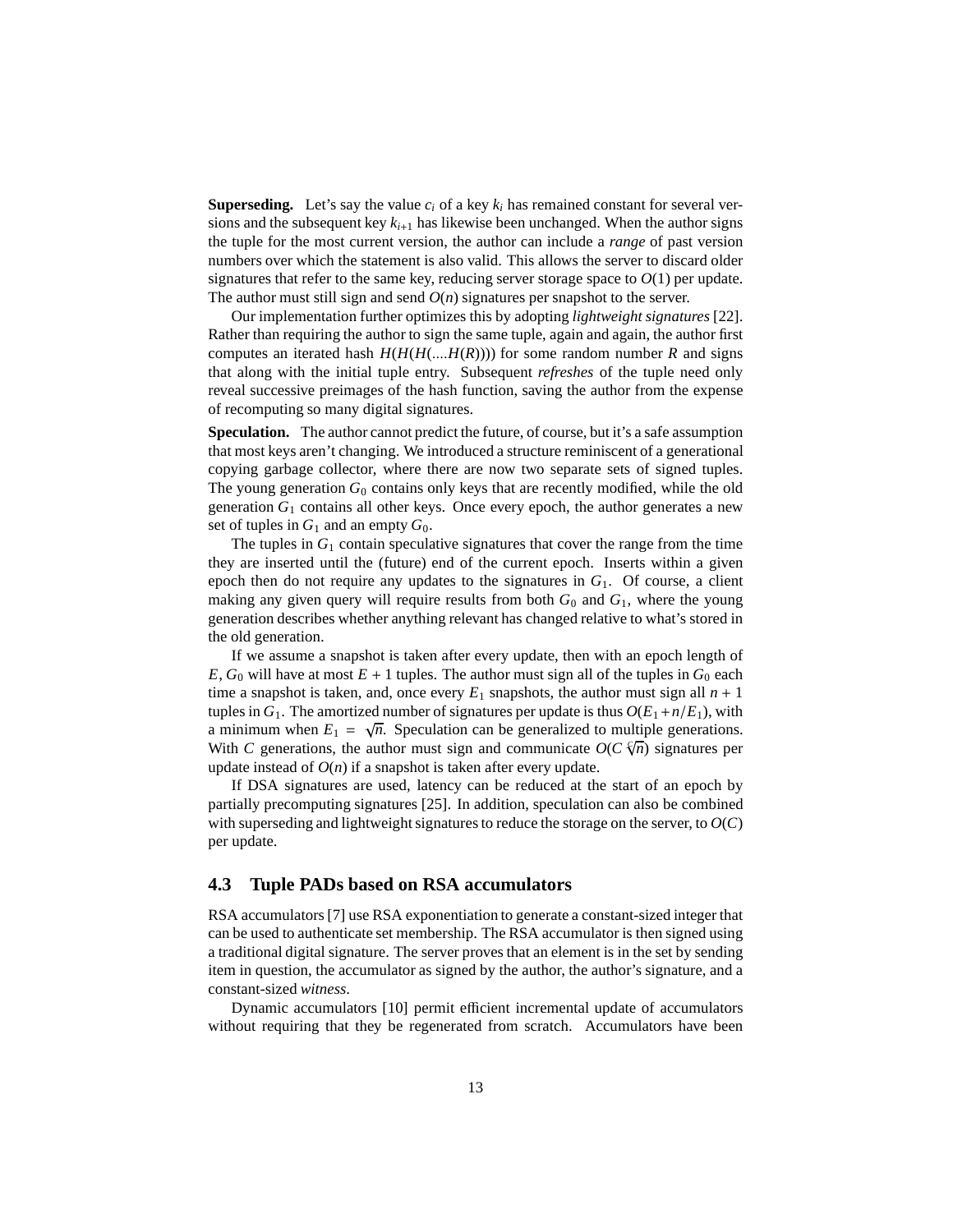**Superseding.** Let's say the value $c_i$ of a key $k_i$ has remained constant for several versions and the subsequent key $k_{i+1}$ has likewise been unchanged. When the author signs the tuple for the most current version, the author can include a *range* of past version numbers over which the statement is also valid. This allows the server to discard older signatures that refer to the same key, reducing server storage space to $O(1)$ per update. The author must still sign and send $O(n)$ signatures per snapshot to the server.

Our implementation further optimizes this by adopting *lightweight signatures* [22]. Rather than requiring the author to sign the same tuple, again and again, the author first computes an iterated hash $H(H(H(....H(R))))$ for some random number $R$ and signs that along with the initial tuple entry. Subsequent *refreshes* of the tuple need only reveal successive preimages of the hash function, saving the author from the expense of recomputing so many digital signatures.

**Speculation.** The author cannot predict the future, of course, but it's a safe assumption that most keys aren't changing. We introduced a structure reminiscent of a generational copying garbage collector, where there are now two separate sets of signed tuples. The young generation $G_0$ contains only keys that are recently modified, while the old generation $G_1$ contains all other keys. Once every epoch, the author generates a new set of tuples in $G_1$ and an empty $G_0$.

The tuples in $G_1$ contain speculative signatures that cover the range from the time they are inserted until the (future) end of the current epoch. Inserts within a given epoch then do not require any updates to the signatures in $G_1$. Of course, a client making any given query will require results from both $G_0$ and $G_1$, where the young generation describes whether anything relevant has changed relative to what's stored in the old generation.

If we assume a snapshot is taken after every update, then with an epoch length of $E$, $G_0$ will have at most $E + 1$ tuples. The author must sign all of the tuples in $G_0$ each time a snapshot is taken, and, once every $E_1$ snapshots, the author must sign all $n + 1$ tuples in $G_1$. The amortized number of signatures per update is thus $O(E_1 + n/E_1)$, with a minimum when $E_1 = \sqrt{n}$. Speculation can be generalized to multiple generations. With $C$ generations, the author must sign and communicate $O(C \sqrt[C]{n})$ signatures per update instead of $O(n)$ if a snapshot is taken after every update.

If DSA signatures are used, latency can be reduced at the start of an epoch by partially precomputing signatures [25]. In addition, speculation can also be combined with superseding and lightweight signatures to reduce the storage on the server, to $O(C)$ per update.

## 4.3 Tuple PADs based on RSA accumulators

RSA accumulators [7] use RSA exponentiation to generate a constant-sized integer that can be used to authenticate set membership. The RSA accumulator is then signed using a traditional digital signature. The server proves that an element is in the set by sending item in question, the accumulator as signed by the author, the author's signature, and a constant-sized *witness*.

Dynamic accumulators [10] permit efficient incremental update of accumulators without requiring that they be regenerated from scratch. Accumulators have been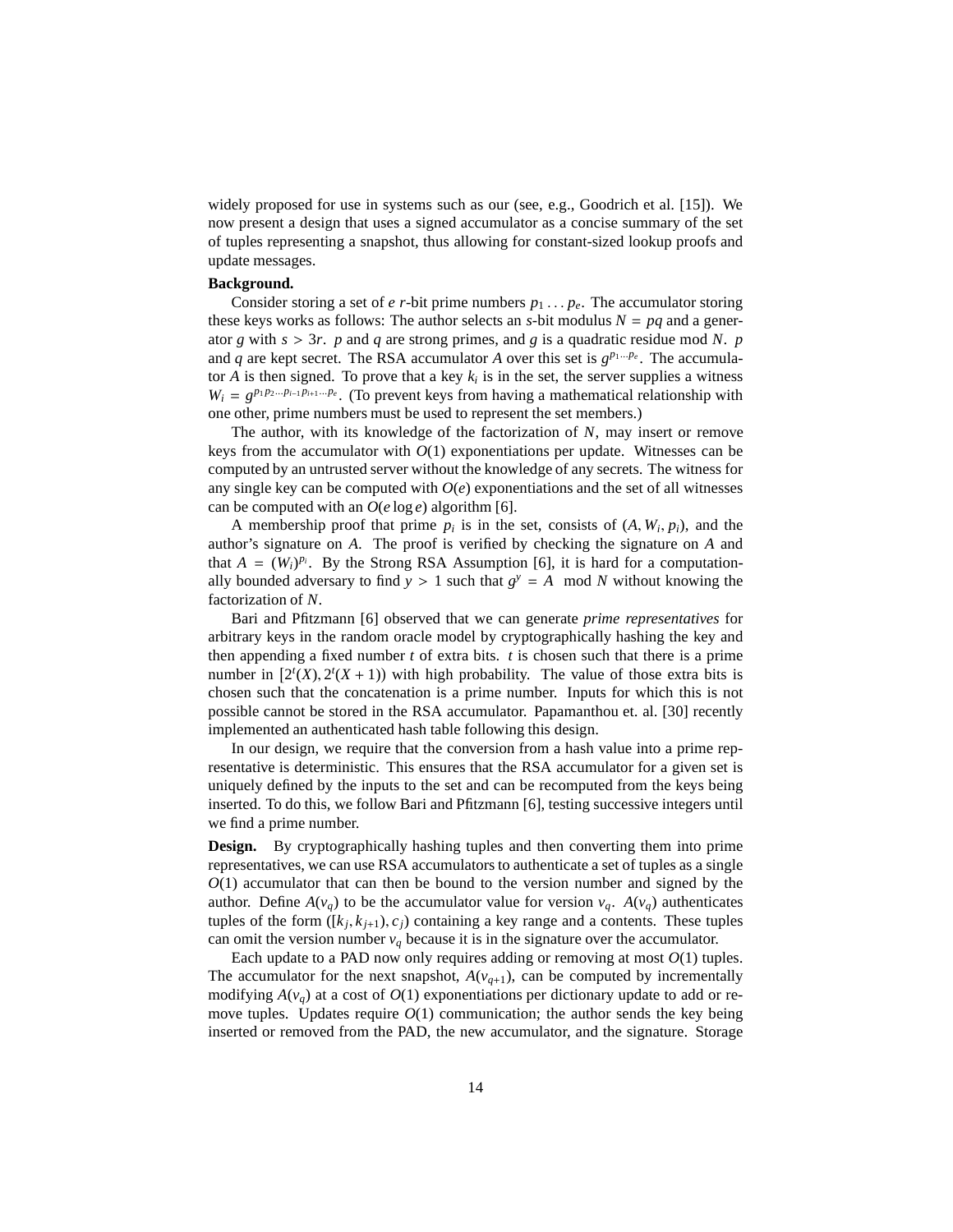widely proposed for use in systems such as our (see, e.g., Goodrich et al. [15]). We now present a design that uses a signed accumulator as a concise summary of the set of tuples representing a snapshot, thus allowing for constant-sized lookup proofs and update messages.

**Background.**

Consider storing a set of $e$ $r$-bit prime numbers $p_1 \ldots p_e$. The accumulator storing these keys works as follows: The author selects an $s$-bit modulus $N = pq$ and a generator $g$ with $s > 3r$. $p$ and $q$ are strong primes, and $g$ is a quadratic residue mod $N$. $p$ and $q$ are kept secret. The RSA accumulator $A$ over this set is $g^{p_1 \cdots p_e}$. The accumulator $A$ is then signed. To prove that a key $k_i$ is in the set, the server supplies a witness $W_i = g^{p_1 p_2 \cdots p_{i-1} p_{i+1} \cdots p_e}$. (To prevent keys from having a mathematical relationship with one other, prime numbers must be used to represent the set members.)

The author, with its knowledge of the factorization of $N$, may insert or remove keys from the accumulator with $O(1)$ exponentiations per update. Witnesses can be computed by an untrusted server without the knowledge of any secrets. The witness for any single key can be computed with $O(e)$ exponentiations and the set of all witnesses can be computed with an $O(e \log e)$ algorithm [6].

A membership proof that prime $p_i$ is in the set, consists of $(A, W_i, p_i)$, and the author's signature on $A$. The proof is verified by checking the signature on $A$ and that $A = (W_i)^{p_i}$. By the Strong RSA Assumption [6], it is hard for a computationally bounded adversary to find $y > 1$ such that $g^y = A \mod N$ without knowing the factorization of $N$.

Bari and Pfitzmann [6] observed that we can generate *prime representatives* for arbitrary keys in the random oracle model by cryptographically hashing the key and then appending a fixed number $t$ of extra bits. $t$ is chosen such that there is a prime number in $[2^t(X), 2^t(X + 1))$ with high probability. The value of those extra bits is chosen such that the concatenation is a prime number. Inputs for which this is not possible cannot be stored in the RSA accumulator. Papamanthou et. al. [30] recently implemented an authenticated hash table following this design.

In our design, we require that the conversion from a hash value into a prime representative is deterministic. This ensures that the RSA accumulator for a given set is uniquely defined by the inputs to the set and can be recomputed from the keys being inserted. To do this, we follow Bari and Pfitzmann [6], testing successive integers until we find a prime number.

**Design.** By cryptographically hashing tuples and then converting them into prime representatives, we can use RSA accumulators to authenticate a set of tuples as a single $O(1)$ accumulator that can then be bound to the version number and signed by the author. Define $A(v_q)$ to be the accumulator value for version $v_q$. $A(v_q)$ authenticates tuples of the form $([k_j, k_{j+1}), c_j)$ containing a key range and a contents. These tuples can omit the version number $v_q$ because it is in the signature over the accumulator.

Each update to a PAD now only requires adding or removing at most $O(1)$ tuples. The accumulator for the next snapshot, $A(v_{q+1})$, can be computed by incrementally modifying $A(v_q)$ at a cost of $O(1)$ exponentiations per dictionary update to add or remove tuples. Updates require $O(1)$ communication; the author sends the key being inserted or removed from the PAD, the new accumulator, and the signature. Storage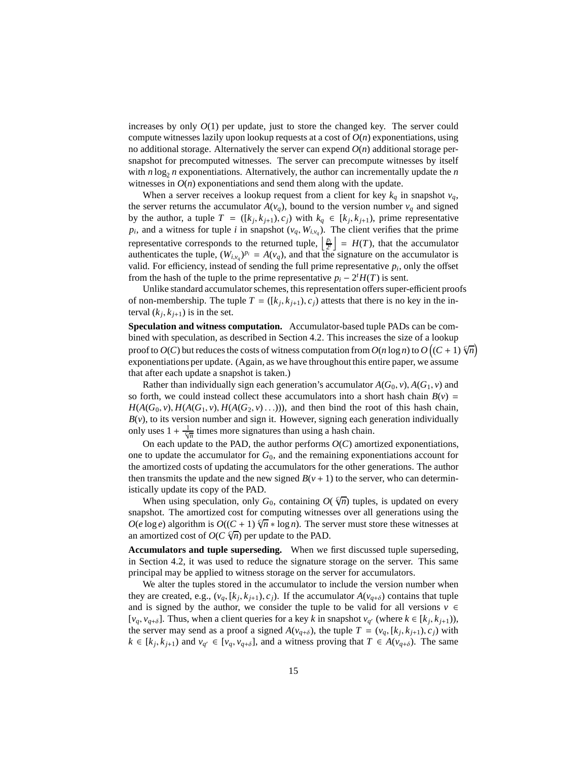increases by only $O(1)$ per update, just to store the changed key. The server could compute witnesses lazily upon lookup requests at a cost of $O(n)$ exponentiations, using no additional storage. Alternatively the server can expend $O(n)$ additional storage per-snapshot for precomputed witnesses. The server can precompute witnesses by itself with $n \log_2 n$ exponentiations. Alternatively, the author can incrementally update the $n$ witnesses in $O(n)$ exponentiations and send them along with the update.

When a server receives a lookup request from a client for key $k_q$ in snapshot $v_q$, the server returns the accumulator $A(v_q)$, bound to the version number $v_q$ and signed by the author, a tuple $T = ([k_j, k_{j+1}), c_j)$ with $k_q \in [k_j, k_{j+1})$, prime representative $p_i$, and a witness for tuple $i$ in snapshot $(v_q, W_{i,v_q})$. The client verifies that the prime representative corresponds to the returned tuple, $\left\lfloor \frac{p_i}{2^t} \right\rfloor = H(T)$, that the accumulator authenticates the tuple, $(W_{i,v_q})^{p_i} = A(v_q)$, and that the signature on the accumulator is valid. For efficiency, instead of sending the full prime representative $p_i$, only the offset from the hash of the tuple to the prime representative $p_i - 2^t H(T)$ is sent.

Unlike standard accumulator schemes, this representation offers super-efficient proofs of non-membership. The tuple $T = ([k_j, k_{j+1}), c_j)$ attests that there is no key in the interval $(k_j, k_{j+1})$ is in the set.

**Speculation and witness computation.** Accumulator-based tuple PADs can be combined with speculation, as described in Section 4.2. This increases the size of a lookup proof to $O(C)$ but reduces the costs of witness computation from $O(n \log n)$ to $O\left((C+1)\sqrt[C]{n}\right)$ exponentiations per update. (Again, as we have throughout this entire paper, we assume that after each update a snapshot is taken.)

Rather than individually sign each generation's accumulator $A(G_0, v), A(G_1, v)$ and so forth, we could instead collect these accumulators into a short hash chain $B(v) = H(A(G_0, v), H(A(G_1, v), H(A(G_2, v) \ldots)))$, and then bind the root of this hash chain, $B(v)$, to its version number and sign it. However, signing each generation individually only uses $1 + \frac{1}{\sqrt[C]{n}}$ times more signatures than using a hash chain.

On each update to the PAD, the author performs $O(C)$ amortized exponentiations, one to update the accumulator for $G_0$, and the remaining exponentiations account for the amortized costs of updating the accumulators for the other generations. The author then transmits the update and the new signed $B(v+1)$ to the server, who can deterministically update its copy of the PAD.

When using speculation, only $G_0$, containing $O(\sqrt[C]{n})$ tuples, is updated on every snapshot. The amortized cost for computing witnesses over all generations using the $O(e \log e)$ algorithm is $O((C+1)\sqrt[C]{n} * \log n)$. The server must store these witnesses at an amortized cost of $O(C\sqrt[C]{n})$ per update to the PAD.

**Accumulators and tuple superseding.** When we first discussed tuple superseding, in Section 4.2, it was used to reduce the signature storage on the server. This same principal may be applied to witness storage on the server for accumulators.

We alter the tuples stored in the accumulator to include the version number when they are created, e.g., $(v_q, [k_j, k_{j+1}), c_j)$. If the accumulator $A(v_{q+\delta})$ contains that tuple and is signed by the author, we consider the tuple to be valid for all versions $v \in [v_q, v_{q+\delta}]$. Thus, when a client queries for a key $k$ in snapshot $v_{q'}$ (where $k \in [k_j, k_{j+1})$), the server may send as a proof a signed $A(v_{q+\delta})$, the tuple $T = (v_q, [k_j, k_{j+1}), c_j)$ with $k \in [k_j, k_{j+1})$ and $v_{q'} \in [v_q, v_{q+\delta}]$, and a witness proving that $T \in A(v_{q+\delta})$. The same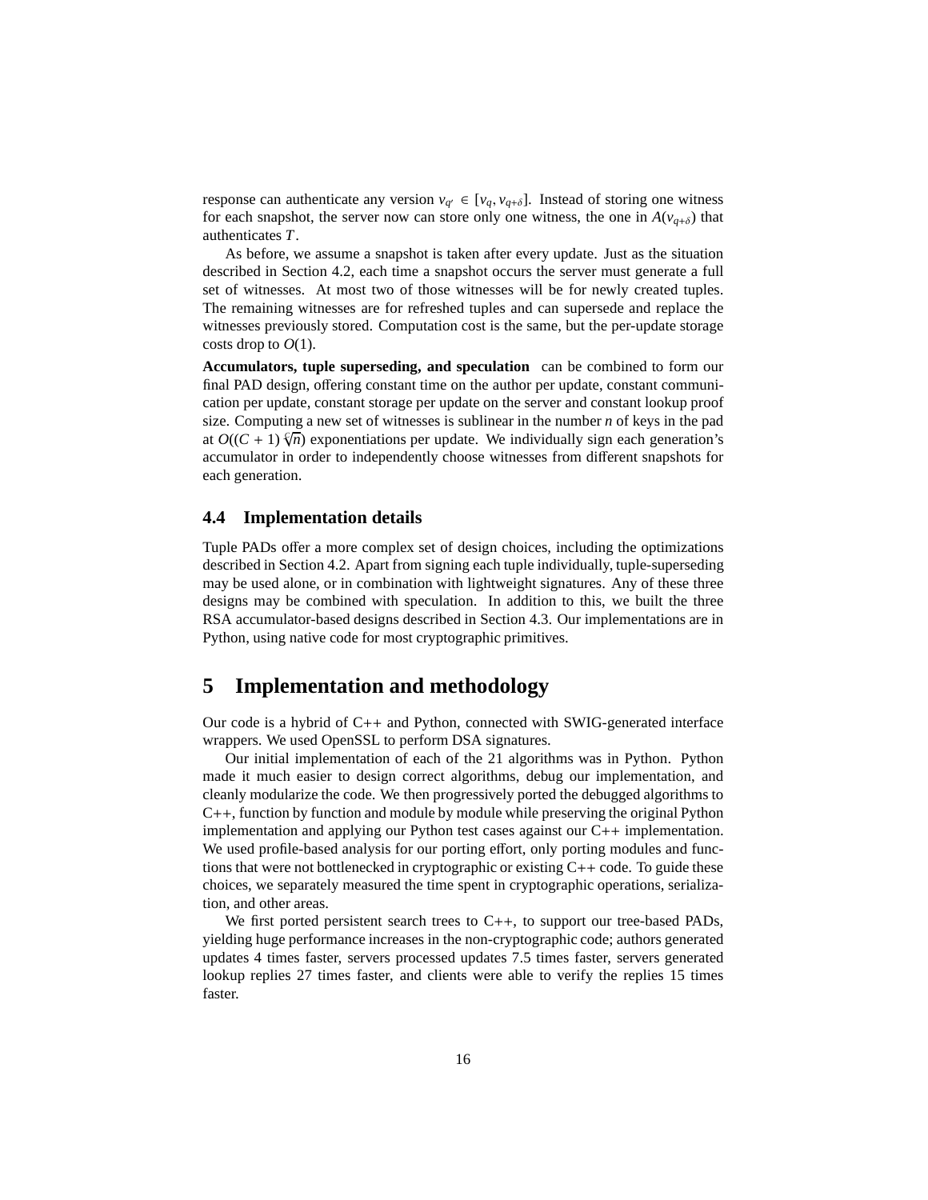response can authenticate any version $v_{q'} \in [v_q, v_{q+\delta}]$. Instead of storing one witness for each snapshot, the server now can store only one witness, the one in $A(v_{q+\delta})$ that authenticates $T$.

As before, we assume a snapshot is taken after every update. Just as the situation described in Section 4.2, each time a snapshot occurs the server must generate a full set of witnesses. At most two of those witnesses will be for newly created tuples. The remaining witnesses are for refreshed tuples and can supersede and replace the witnesses previously stored. Computation cost is the same, but the per-update storage costs drop to $O(1)$.

**Accumulators, tuple superseding, and speculation** can be combined to form our final PAD design, offering constant time on the author per update, constant communication per update, constant storage per update on the server and constant lookup proof size. Computing a new set of witnesses is sublinear in the number $n$ of keys in the pad at $O((C+1)\sqrt[C]{n})$ exponentiations per update. We individually sign each generation's accumulator in order to independently choose witnesses from different snapshots for each generation.

### 4.4 Implementation details

Tuple PADs offer a more complex set of design choices, including the optimizations described in Section 4.2. Apart from signing each tuple individually, tuple-superseding may be used alone, or in combination with lightweight signatures. Any of these three designs may be combined with speculation. In addition to this, we built the three RSA accumulator-based designs described in Section 4.3. Our implementations are in Python, using native code for most cryptographic primitives.

## 5 Implementation and methodology

Our code is a hybrid of C++ and Python, connected with SWIG-generated interface wrappers. We used OpenSSL to perform DSA signatures.

Our initial implementation of each of the 21 algorithms was in Python. Python made it much easier to design correct algorithms, debug our implementation, and cleanly modularize the code. We then progressively ported the debugged algorithms to C++, function by function and module by module while preserving the original Python implementation and applying our Python test cases against our C++ implementation. We used profile-based analysis for our porting effort, only porting modules and functions that were not bottlenecked in cryptographic or existing C++ code. To guide these choices, we separately measured the time spent in cryptographic operations, serialization, and other areas.

We first ported persistent search trees to C++, to support our tree-based PADs, yielding huge performance increases in the non-cryptographic code; authors generated updates 4 times faster, servers processed updates 7.5 times faster, servers generated lookup replies 27 times faster, and clients were able to verify the replies 15 times faster.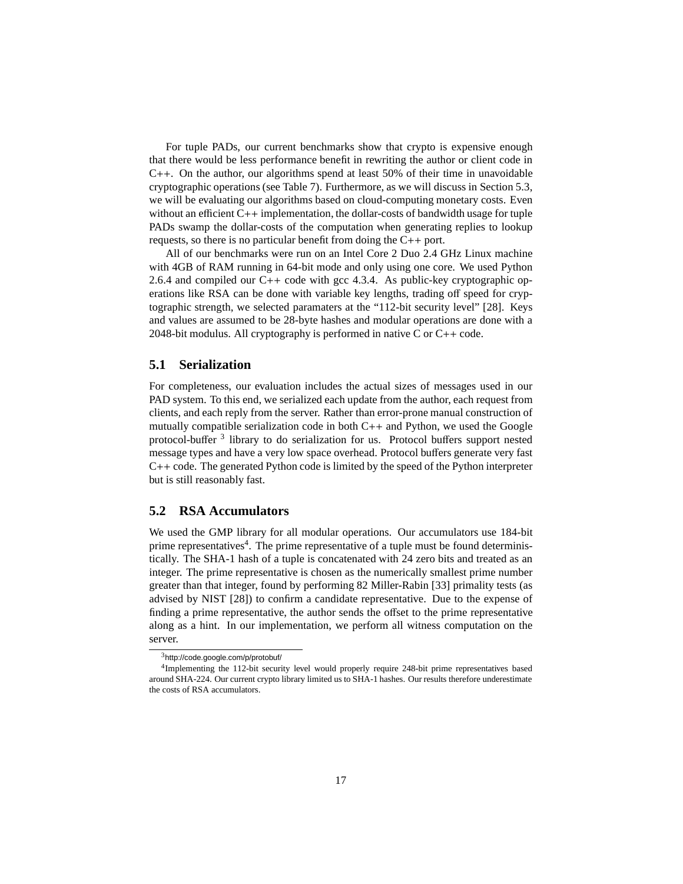For tuple PADs, our current benchmarks show that crypto is expensive enough that there would be less performance benefit in rewriting the author or client code in C++. On the author, our algorithms spend at least 50% of their time in unavoidable cryptographic operations (see Table 7). Furthermore, as we will discuss in Section 5.3, we will be evaluating our algorithms based on cloud-computing monetary costs. Even without an efficient C++ implementation, the dollar-costs of bandwidth usage for tuple PADs swamp the dollar-costs of the computation when generating replies to lookup requests, so there is no particular benefit from doing the C++ port.

All of our benchmarks were run on an Intel Core 2 Duo 2.4 GHz Linux machine with 4GB of RAM running in 64-bit mode and only using one core. We used Python 2.6.4 and compiled our C++ code with gcc 4.3.4. As public-key cryptographic operations like RSA can be done with variable key lengths, trading off speed for cryptographic strength, we selected paramaters at the "112-bit security level" [28]. Keys and values are assumed to be 28-byte hashes and modular operations are done with a 2048-bit modulus. All cryptography is performed in native C or C++ code.

## 5.1 Serialization

For completeness, our evaluation includes the actual sizes of messages used in our PAD system. To this end, we serialized each update from the author, each request from clients, and each reply from the server. Rather than error-prone manual construction of mutually compatible serialization code in both C++ and Python, we used the Google protocol-buffer [3] library to do serialization for us. Protocol buffers support nested message types and have a very low space overhead. Protocol buffers generate very fast C++ code. The generated Python code is limited by the speed of the Python interpreter but is still reasonably fast.

## 5.2 RSA Accumulators

We used the GMP library for all modular operations. Our accumulators use 184-bit prime representatives[4]. The prime representative of a tuple must be found deterministically. The SHA-1 hash of a tuple is concatenated with 24 zero bits and treated as an integer. The prime representative is chosen as the numerically smallest prime number greater than that integer, found by performing 82 Miller-Rabin [33] primality tests (as advised by NIST [28]) to confirm a candidate representative. Due to the expense of finding a prime representative, the author sends the offset to the prime representative along as a hint. In our implementation, we perform all witness computation on the server.

[3] http://code.google.com/p/protobuf/

[4] Implementing the 112-bit security level would properly require 248-bit prime representatives based around SHA-224. Our current crypto library limited us to SHA-1 hashes. Our results therefore underestimate the costs of RSA accumulators.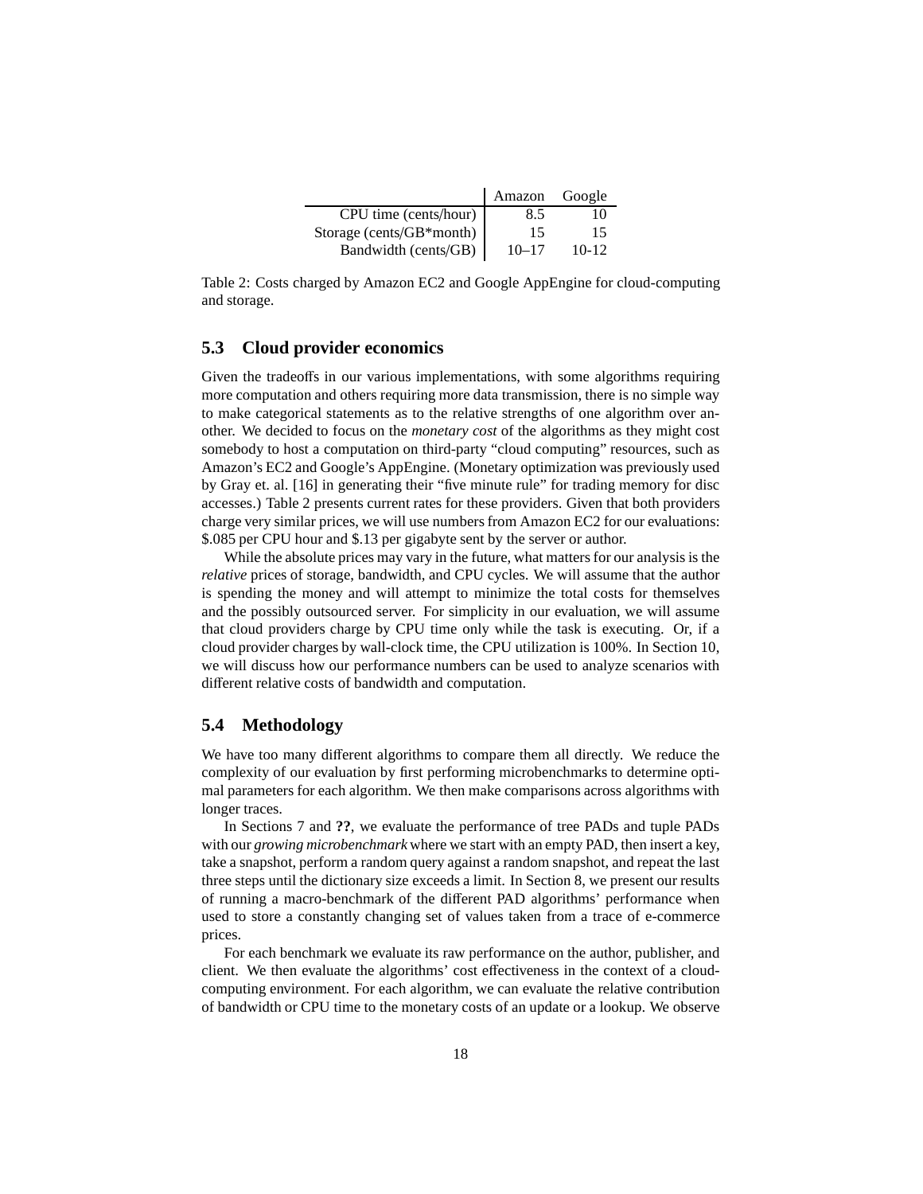| | Amazon | Google |
|---|---|---|
| CPU time (cents/hour) | 8.5 | 10 |
| Storage (cents/GB*month) | 15 | 15 |
| Bandwidth (cents/GB) | 10–17 | 10-12 |

Table 2: Costs charged by Amazon EC2 and Google AppEngine for cloud-computing and storage.

### 5.3 Cloud provider economics

Given the tradeoffs in our various implementations, with some algorithms requiring more computation and others requiring more data transmission, there is no simple way to make categorical statements as to the relative strengths of one algorithm over another. We decided to focus on the *monetary cost* of the algorithms as they might cost somebody to host a computation on third-party "cloud computing" resources, such as Amazon's EC2 and Google's AppEngine. (Monetary optimization was previously used by Gray et. al. [16] in generating their "five minute rule" for trading memory for disc accesses.) Table 2 presents current rates for these providers. Given that both providers charge very similar prices, we will use numbers from Amazon EC2 for our evaluations: \$.085 per CPU hour and \$.13 per gigabyte sent by the server or author.

While the absolute prices may vary in the future, what matters for our analysis is the *relative* prices of storage, bandwidth, and CPU cycles. We will assume that the author is spending the money and will attempt to minimize the total costs for themselves and the possibly outsourced server. For simplicity in our evaluation, we will assume that cloud providers charge by CPU time only while the task is executing. Or, if a cloud provider charges by wall-clock time, the CPU utilization is 100%. In Section 10, we will discuss how our performance numbers can be used to analyze scenarios with different relative costs of bandwidth and computation.

### 5.4 Methodology

We have too many different algorithms to compare them all directly. We reduce the complexity of our evaluation by first performing microbenchmarks to determine optimal parameters for each algorithm. We then make comparisons across algorithms with longer traces.

In Sections 7 and **??**, we evaluate the performance of tree PADs and tuple PADs with our *growing microbenchmark* where we start with an empty PAD, then insert a key, take a snapshot, perform a random query against a random snapshot, and repeat the last three steps until the dictionary size exceeds a limit. In Section 8, we present our results of running a macro-benchmark of the different PAD algorithms' performance when used to store a constantly changing set of values taken from a trace of e-commerce prices.

For each benchmark we evaluate its raw performance on the author, publisher, and client. We then evaluate the algorithms' cost effectiveness in the context of a cloud-computing environment. For each algorithm, we can evaluate the relative contribution of bandwidth or CPU time to the monetary costs of an update or a lookup. We observe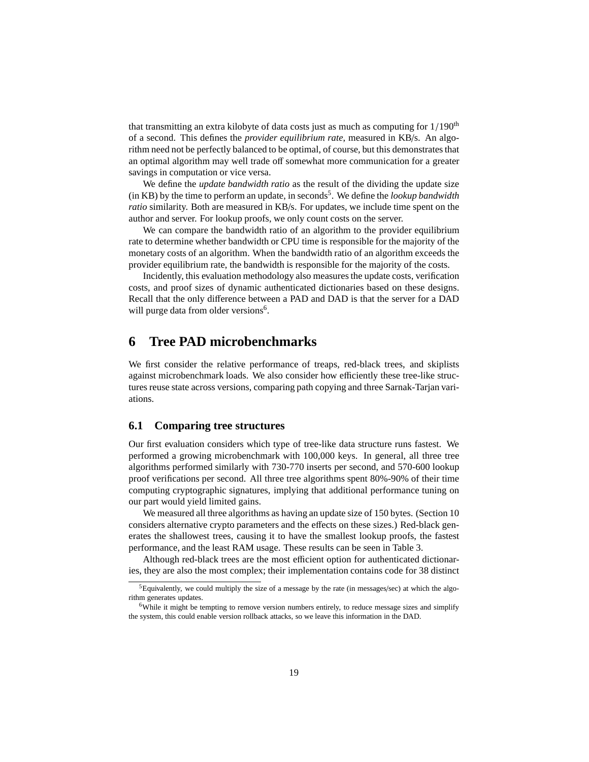that transmitting an extra kilobyte of data costs just as much as computing for $1/190^{\text{th}}$ of a second. This defines the *provider equilibrium rate*, measured in KB/s. An algorithm need not be perfectly balanced to be optimal, of course, but this demonstrates that an optimal algorithm may well trade off somewhat more communication for a greater savings in computation or vice versa.

We define the *update bandwidth ratio* as the result of the dividing the update size (in KB) by the time to perform an update, in seconds[5]. We define the *lookup bandwidth ratio* similarity. Both are measured in KB/s. For updates, we include time spent on the author and server. For lookup proofs, we only count costs on the server.

We can compare the bandwidth ratio of an algorithm to the provider equilibrium rate to determine whether bandwidth or CPU time is responsible for the majority of the monetary costs of an algorithm. When the bandwidth ratio of an algorithm exceeds the provider equilibrium rate, the bandwidth is responsible for the majority of the costs.

Incidently, this evaluation methodology also measures the update costs, verification costs, and proof sizes of dynamic authenticated dictionaries based on these designs. Recall that the only difference between a PAD and DAD is that the server for a DAD will purge data from older versions[6].

# 6 Tree PAD microbenchmarks

We first consider the relative performance of treaps, red-black trees, and skiplists against microbenchmark loads. We also consider how efficiently these tree-like structures reuse state across versions, comparing path copying and three Sarnak-Tarjan variations.

## 6.1 Comparing tree structures

Our first evaluation considers which type of tree-like data structure runs fastest. We performed a growing microbenchmark with 100,000 keys. In general, all three tree algorithms performed similarly with 730-770 inserts per second, and 570-600 lookup proof verifications per second. All three tree algorithms spent 80%-90% of their time computing cryptographic signatures, implying that additional performance tuning on our part would yield limited gains.

We measured all three algorithms as having an update size of 150 bytes. (Section 10 considers alternative crypto parameters and the effects on these sizes.) Red-black generates the shallowest trees, causing it to have the smallest lookup proofs, the fastest performance, and the least RAM usage. These results can be seen in Table 3.

Although red-black trees are the most efficient option for authenticated dictionaries, they are also the most complex; their implementation contains code for 38 distinct

[5] Equivalently, we could multiply the size of a message by the rate (in messages/sec) at which the algorithm generates updates.

[6] While it might be tempting to remove version numbers entirely, to reduce message sizes and simplify the system, this could enable version rollback attacks, so we leave this information in the DAD.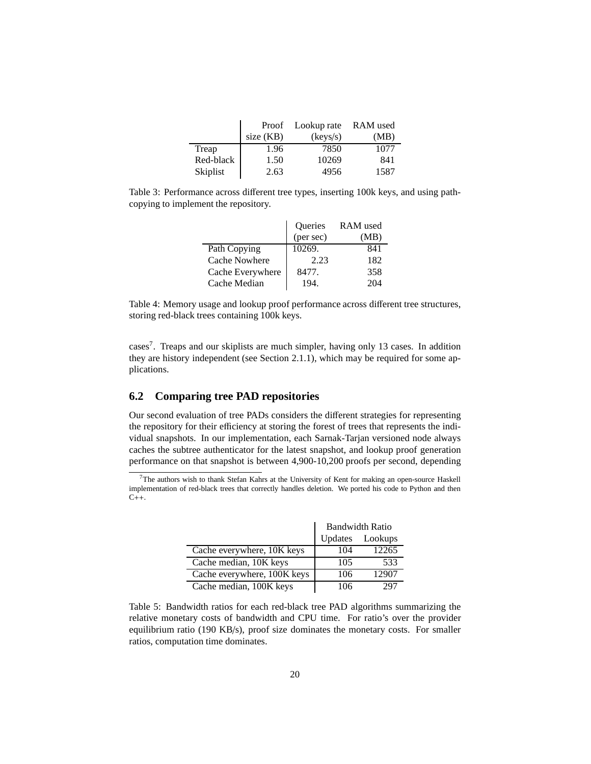| | Proof size (KB) | Lookup rate (keys/s) | RAM used (MB) |
|---|---|---|---|
| Treap | 1.96 | 7850 | 1077 |
| Red-black | 1.50 | 10269 | 841 |
| Skiplist | 2.63 | 4956 | 1587 |

Table 3: Performance across different tree types, inserting 100k keys, and using path-copying to implement the repository.

| | Queries (per sec) | RAM used (MB) |
|---|---|---|
| Path Copying | 10269. | 841 |
| Cache Nowhere | 2.23 | 182 |
| Cache Everywhere | 8477. | 358 |
| Cache Median | 194. | 204 |

Table 4: Memory usage and lookup proof performance across different tree structures, storing red-black trees containing 100k keys.

cases[7]. Treaps and our skiplists are much simpler, having only 13 cases. In addition they are history independent (see Section 2.1.1), which may be required for some applications.

## 6.2 Comparing tree PAD repositories

Our second evaluation of tree PADs considers the different strategies for representing the repository for their efficiency at storing the forest of trees that represents the individual snapshots. In our implementation, each Sarnak-Tarjan versioned node always caches the subtree authenticator for the latest snapshot, and lookup proof generation performance on that snapshot is between 4,900-10,200 proofs per second, depending

[7] The authors wish to thank Stefan Kahrs at the University of Kent for making an open-source Haskell implementation of red-black trees that correctly handles deletion. We ported his code to Python and then C++.

| | Bandwidth Ratio | |
|---|---|---|
| | Updates | Lookups |
| Cache everywhere, 10K keys | 104 | 12265 |
| Cache median, 10K keys | 105 | 533 |
| Cache everywhere, 100K keys | 106 | 12907 |
| Cache median, 100K keys | 106 | 297 |

Table 5: Bandwidth ratios for each red-black tree PAD algorithms summarizing the relative monetary costs of bandwidth and CPU time. For ratio's over the provider equilibrium ratio (190 KB/s), proof size dominates the monetary costs. For smaller ratios, computation time dominates.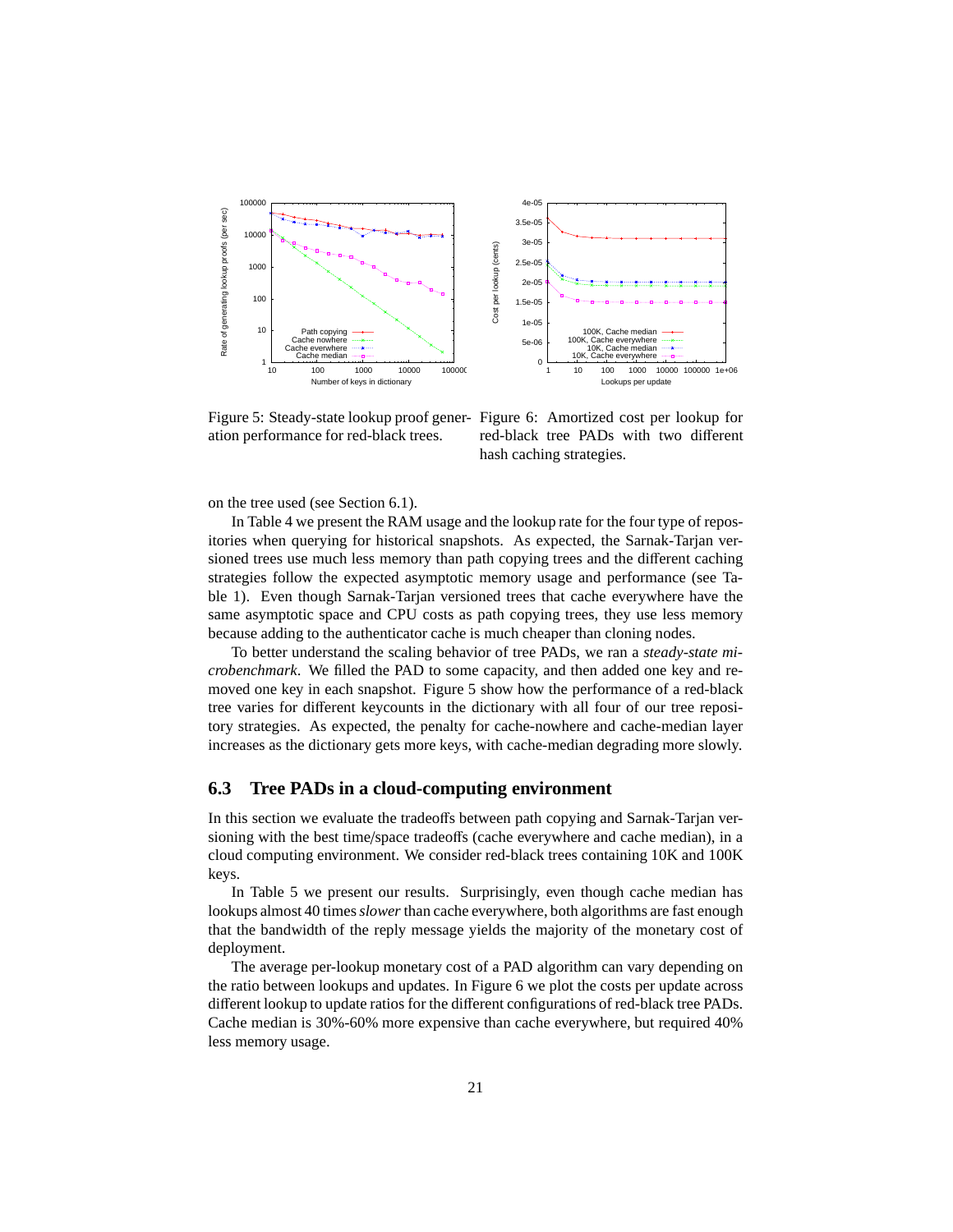Figure 5: Steady-state lookup proof generation performance for red-black trees.

Figure 6: Amortized cost per lookup for red-black tree PADs with two different hash caching strategies.

on the tree used (see Section 6.1).

In Table 4 we present the RAM usage and the lookup rate for the four type of repositories when querying for historical snapshots. As expected, the Sarnak-Tarjan versioned trees use much less memory than path copying trees and the different caching strategies follow the expected asymptotic memory usage and performance (see Table 1). Even though Sarnak-Tarjan versioned trees that cache everywhere have the same asymptotic space and CPU costs as path copying trees, they use less memory because adding to the authenticator cache is much cheaper than cloning nodes.

To better understand the scaling behavior of tree PADs, we ran a *steady-state microbenchmark*. We filled the PAD to some capacity, and then added one key and removed one key in each snapshot. Figure 5 show how the performance of a red-black tree varies for different keycounts in the dictionary with all four of our tree repository strategies. As expected, the penalty for cache-nowhere and cache-median layer increases as the dictionary gets more keys, with cache-median degrading more slowly.

## 6.3 Tree PADs in a cloud-computing environment

In this section we evaluate the tradeoffs between path copying and Sarnak-Tarjan versioning with the best time/space tradeoffs (cache everywhere and cache median), in a cloud computing environment. We consider red-black trees containing 10K and 100K keys.

In Table 5 we present our results. Surprisingly, even though cache median has lookups almost 40 times *slower* than cache everywhere, both algorithms are fast enough that the bandwidth of the reply message yields the majority of the monetary cost of deployment.

The average per-lookup monetary cost of a PAD algorithm can vary depending on the ratio between lookups and updates. In Figure 6 we plot the costs per update across different lookup to update ratios for the different configurations of red-black tree PADs. Cache median is 30%-60% more expensive than cache everywhere, but required 40% less memory usage.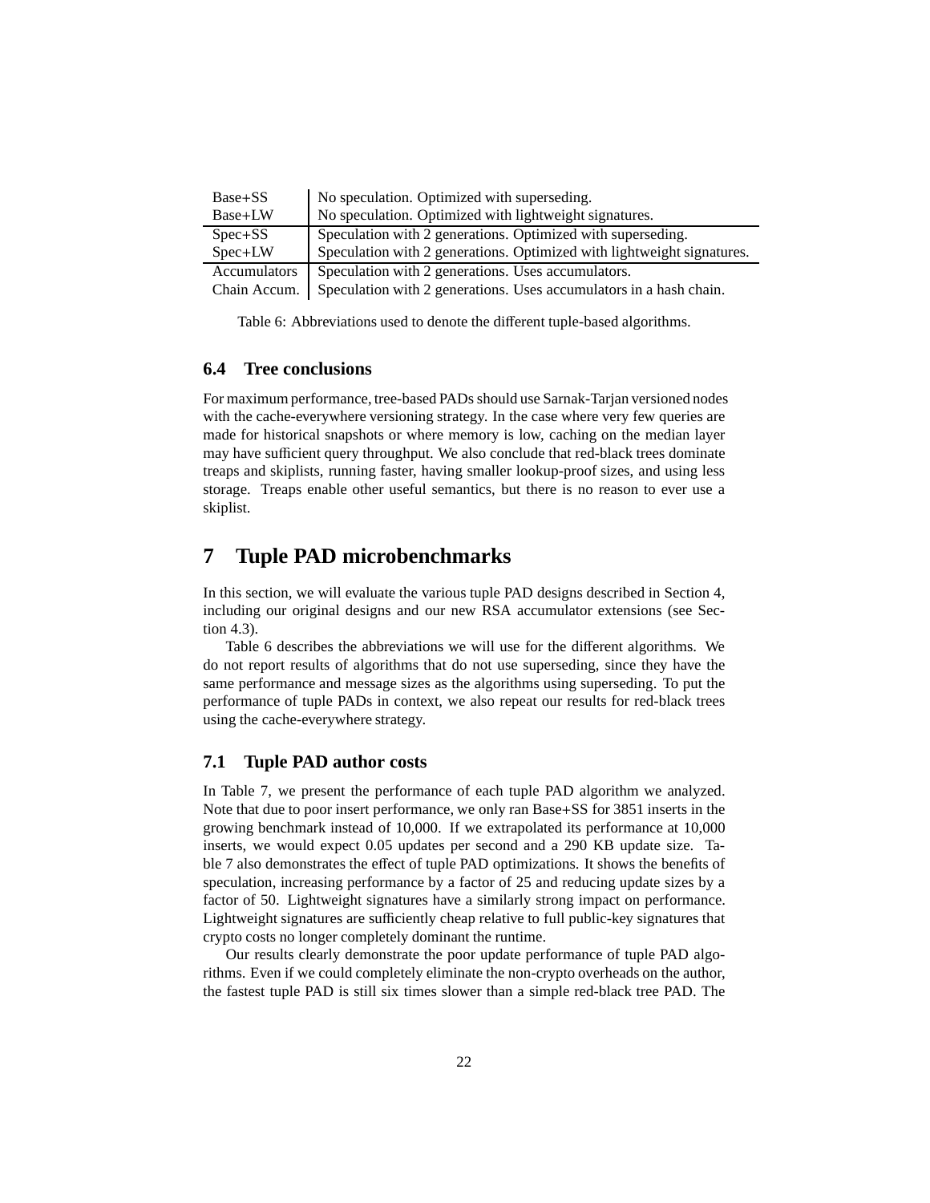| | |
|---|---|
| Base+SS | No speculation. Optimized with superseding. |
| Base+LW | No speculation. Optimized with lightweight signatures. |
| Spec+SS | Speculation with 2 generations. Optimized with superseding. |
| Spec+LW | Speculation with 2 generations. Optimized with lightweight signatures. |
| Accumulators | Speculation with 2 generations. Uses accumulators. |
| Chain Accum. | Speculation with 2 generations. Uses accumulators in a hash chain. |

Table 6: Abbreviations used to denote the different tuple-based algorithms.

### 6.4 Tree conclusions

For maximum performance, tree-based PADs should use Sarnak-Tarjan versioned nodes with the cache-everywhere versioning strategy. In the case where very few queries are made for historical snapshots or where memory is low, caching on the median layer may have sufficient query throughput. We also conclude that red-black trees dominate treaps and skiplists, running faster, having smaller lookup-proof sizes, and using less storage. Treaps enable other useful semantics, but there is no reason to ever use a skiplist.

## 7 Tuple PAD microbenchmarks

In this section, we will evaluate the various tuple PAD designs described in Section 4, including our original designs and our new RSA accumulator extensions (see Section 4.3).

Table 6 describes the abbreviations we will use for the different algorithms. We do not report results of algorithms that do not use superseding, since they have the same performance and message sizes as the algorithms using superseding. To put the performance of tuple PADs in context, we also repeat our results for red-black trees using the cache-everywhere strategy.

### 7.1 Tuple PAD author costs

In Table 7, we present the performance of each tuple PAD algorithm we analyzed. Note that due to poor insert performance, we only ran Base+SS for 3851 inserts in the growing benchmark instead of 10,000. If we extrapolated its performance at 10,000 inserts, we would expect 0.05 updates per second and a 290 KB update size. Table 7 also demonstrates the effect of tuple PAD optimizations. It shows the benefits of speculation, increasing performance by a factor of 25 and reducing update sizes by a factor of 50. Lightweight signatures have a similarly strong impact on performance. Lightweight signatures are sufficiently cheap relative to full public-key signatures that crypto costs no longer completely dominant the runtime.

Our results clearly demonstrate the poor update performance of tuple PAD algorithms. Even if we could completely eliminate the non-crypto overheads on the author, the fastest tuple PAD is still six times slower than a simple red-black tree PAD. The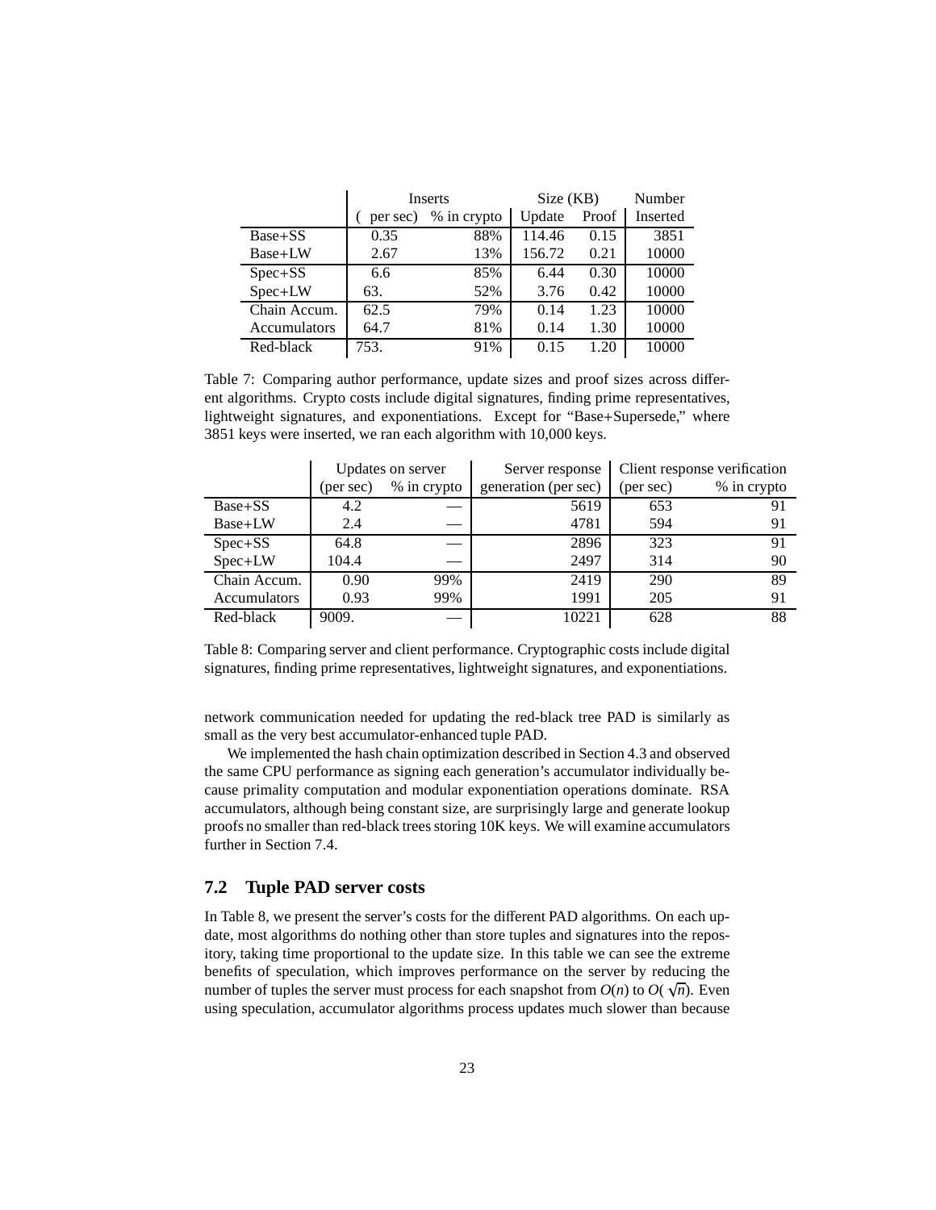| | Inserts | | Size (KB) | | Number |
|---|---|---|---|---|---|
| | ( per sec) | % in crypto | Update | Proof | Inserted |
| Base+SS | 0.35 | 88% | 114.46 | 0.15 | 3851 |
| Base+LW | 2.67 | 13% | 156.72 | 0.21 | 10000 |
| Spec+SS | 6.6 | 85% | 6.44 | 0.30 | 10000 |
| Spec+LW | 63. | 52% | 3.76 | 0.42 | 10000 |
| Chain Accum. | 62.5 | 79% | 0.14 | 1.23 | 10000 |
| Accumulators | 64.7 | 81% | 0.14 | 1.30 | 10000 |
| Red-black | 753. | 91% | 0.15 | 1.20 | 10000 |

Table 7: Comparing author performance, update sizes and proof sizes across different algorithms. Crypto costs include digital signatures, finding prime representatives, lightweight signatures, and exponentiations. Except for "Base+Supersede," where 3851 keys were inserted, we ran each algorithm with 10,000 keys.

| | Updates on server | | Server response | Client response verification | |
|---|---|---|---|---|---|
| | (per sec) | % in crypto | generation (per sec) | (per sec) | % in crypto |
| Base+SS | 4.2 | — | 5619 | 653 | 91 |
| Base+LW | 2.4 | — | 4781 | 594 | 91 |
| Spec+SS | 64.8 | — | 2896 | 323 | 91 |
| Spec+LW | 104.4 | — | 2497 | 314 | 90 |
| Chain Accum. | 0.90 | 99% | 2419 | 290 | 89 |
| Accumulators | 0.93 | 99% | 1991 | 205 | 91 |
| Red-black | 9009. | — | 10221 | 628 | 88 |

Table 8: Comparing server and client performance. Cryptographic costs include digital signatures, finding prime representatives, lightweight signatures, and exponentiations.

network communication needed for updating the red-black tree PAD is similarly as small as the very best accumulator-enhanced tuple PAD.

We implemented the hash chain optimization described in Section 4.3 and observed the same CPU performance as signing each generation's accumulator individually because primality computation and modular exponentiation operations dominate. RSA accumulators, although being constant size, are surprisingly large and generate lookup proofs no smaller than red-black trees storing 10K keys. We will examine accumulators further in Section 7.4.

## 7.2 Tuple PAD server costs

In Table 8, we present the server's costs for the different PAD algorithms. On each update, most algorithms do nothing other than store tuples and signatures into the repository, taking time proportional to the update size. In this table we can see the extreme benefits of speculation, which improves performance on the server by reducing the number of tuples the server must process for each snapshot from $O(n)$ to $O(\sqrt{n})$. Even using speculation, accumulator algorithms process updates much slower than because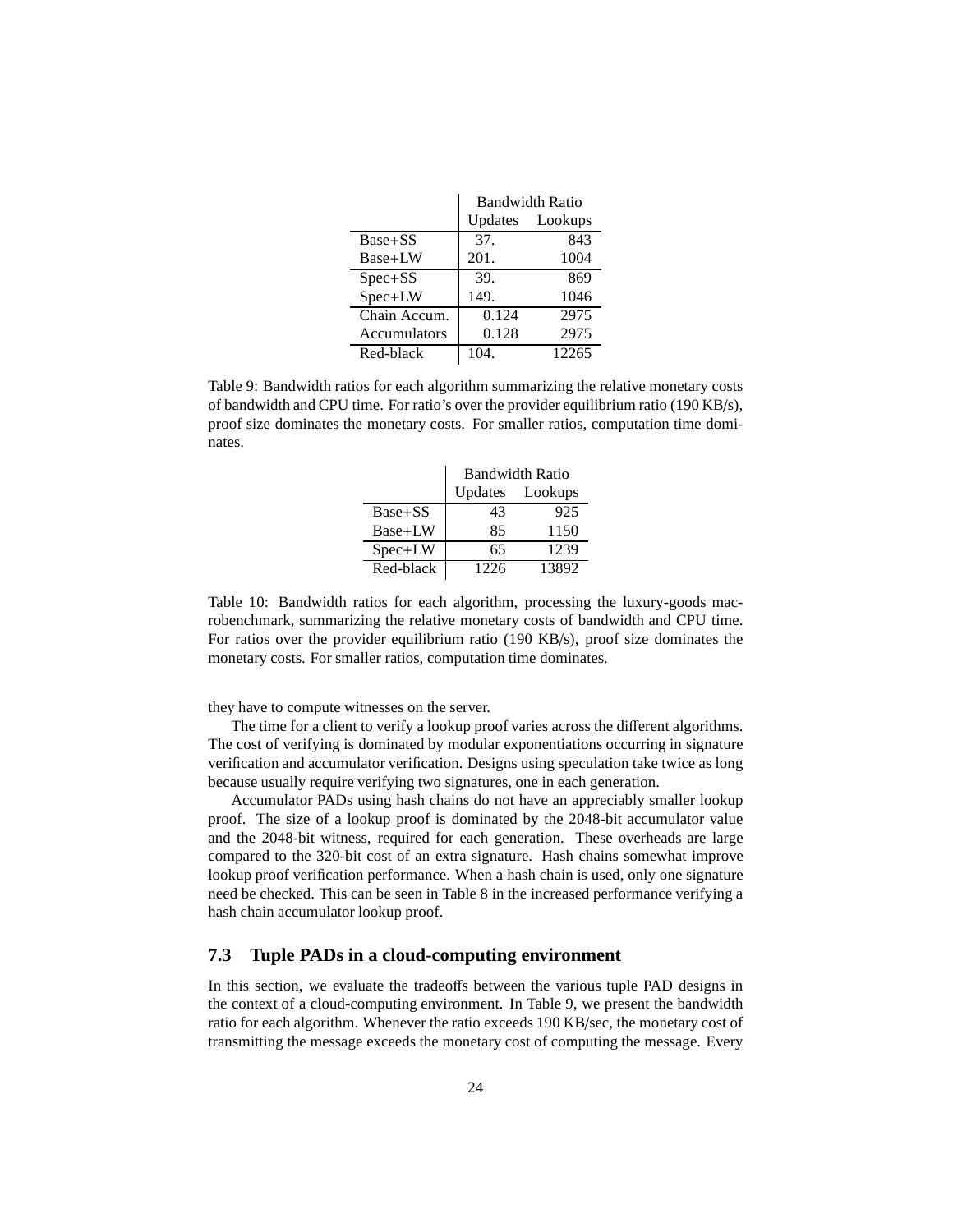|  | Bandwidth Ratio |  |
|---|---|---|
|  | Updates | Lookups |
| Base+SS | 37. | 843 |
| Base+LW | 201. | 1004 |
| Spec+SS | 39. | 869 |
| Spec+LW | 149. | 1046 |
| Chain Accum. | 0.124 | 2975 |
| Accumulators | 0.128 | 2975 |
| Red-black | 104. | 12265 |

Table 9: Bandwidth ratios for each algorithm summarizing the relative monetary costs of bandwidth and CPU time. For ratio's over the provider equilibrium ratio (190 KB/s), proof size dominates the monetary costs. For smaller ratios, computation time dominates.

|  | Bandwidth Ratio |  |
|---|---|---|
|  | Updates | Lookups |
| Base+SS | 43 | 925 |
| Base+LW | 85 | 1150 |
| Spec+LW | 65 | 1239 |
| Red-black | 1226 | 13892 |

Table 10: Bandwidth ratios for each algorithm, processing the luxury-goods macrobenchmark, summarizing the relative monetary costs of bandwidth and CPU time. For ratios over the provider equilibrium ratio (190 KB/s), proof size dominates the monetary costs. For smaller ratios, computation time dominates.

they have to compute witnesses on the server.

The time for a client to verify a lookup proof varies across the different algorithms. The cost of verifying is dominated by modular exponentiations occurring in signature verification and accumulator verification. Designs using speculation take twice as long because usually require verifying two signatures, one in each generation.

Accumulator PADs using hash chains do not have an appreciably smaller lookup proof. The size of a lookup proof is dominated by the 2048-bit accumulator value and the 2048-bit witness, required for each generation. These overheads are large compared to the 320-bit cost of an extra signature. Hash chains somewhat improve lookup proof verification performance. When a hash chain is used, only one signature need be checked. This can be seen in Table 8 in the increased performance verifying a hash chain accumulator lookup proof.

## 7.3 Tuple PADs in a cloud-computing environment

In this section, we evaluate the tradeoffs between the various tuple PAD designs in the context of a cloud-computing environment. In Table 9, we present the bandwidth ratio for each algorithm. Whenever the ratio exceeds 190 KB/sec, the monetary cost of transmitting the message exceeds the monetary cost of computing the message. Every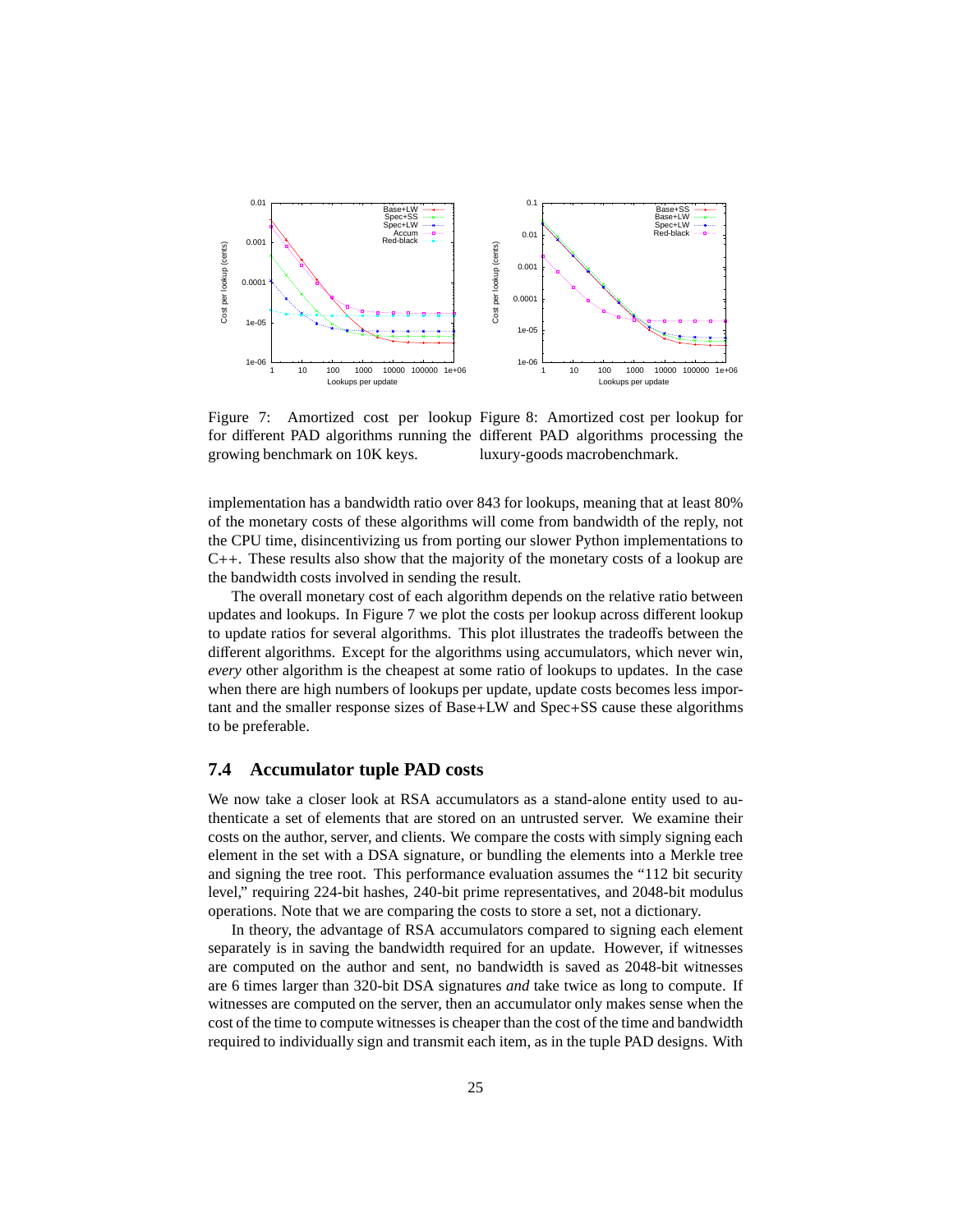Figure 7: Amortized cost per lookup for different PAD algorithms running the growing benchmark on 10K keys.

Figure 8: Amortized cost per lookup for different PAD algorithms processing the luxury-goods macrobenchmark.

implementation has a bandwidth ratio over 843 for lookups, meaning that at least 80% of the monetary costs of these algorithms will come from bandwidth of the reply, not the CPU time, disincentivizing us from porting our slower Python implementations to C++. These results also show that the majority of the monetary costs of a lookup are the bandwidth costs involved in sending the result.

The overall monetary cost of each algorithm depends on the relative ratio between updates and lookups. In Figure 7 we plot the costs per lookup across different lookup to update ratios for several algorithms. This plot illustrates the tradeoffs between the different algorithms. Except for the algorithms using accumulators, which never win, *every* other algorithm is the cheapest at some ratio of lookups to updates. In the case when there are high numbers of lookups per update, update costs becomes less important and the smaller response sizes of Base+LW and Spec+SS cause these algorithms to be preferable.

## 7.4 Accumulator tuple PAD costs

We now take a closer look at RSA accumulators as a stand-alone entity used to authenticate a set of elements that are stored on an untrusted server. We examine their costs on the author, server, and clients. We compare the costs with simply signing each element in the set with a DSA signature, or bundling the elements into a Merkle tree and signing the tree root. This performance evaluation assumes the "112 bit security level," requiring 224-bit hashes, 240-bit prime representatives, and 2048-bit modulus operations. Note that we are comparing the costs to store a set, not a dictionary.

In theory, the advantage of RSA accumulators compared to signing each element separately is in saving the bandwidth required for an update. However, if witnesses are computed on the author and sent, no bandwidth is saved as 2048-bit witnesses are 6 times larger than 320-bit DSA signatures *and* take twice as long to compute. If witnesses are computed on the server, then an accumulator only makes sense when the cost of the time to compute witnesses is cheaper than the cost of the time and bandwidth required to individually sign and transmit each item, as in the tuple PAD designs. With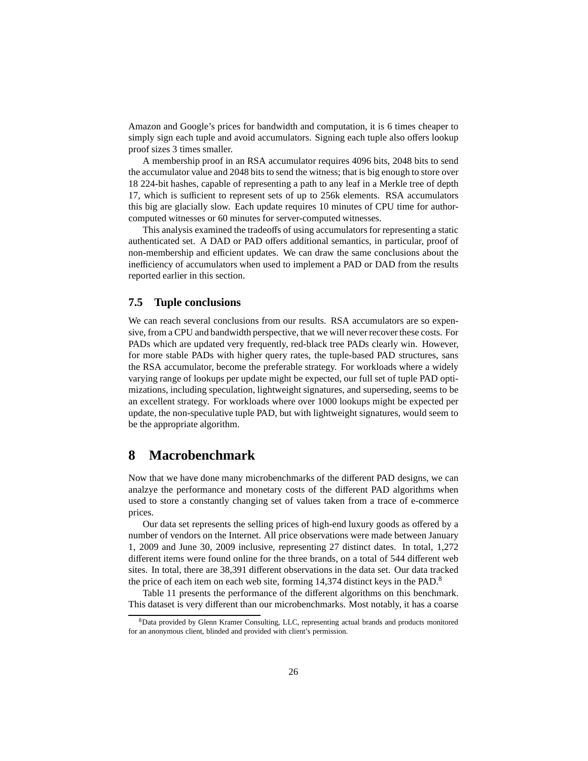Amazon and Google's prices for bandwidth and computation, it is 6 times cheaper to simply sign each tuple and avoid accumulators. Signing each tuple also offers lookup proof sizes 3 times smaller.

A membership proof in an RSA accumulator requires 4096 bits, 2048 bits to send the accumulator value and 2048 bits to send the witness; that is big enough to store over 18 224-bit hashes, capable of representing a path to any leaf in a Merkle tree of depth 17, which is sufficient to represent sets of up to 256k elements. RSA accumulators this big are glacially slow. Each update requires 10 minutes of CPU time for author-computed witnesses or 60 minutes for server-computed witnesses.

This analysis examined the tradeoffs of using accumulators for representing a static authenticated set. A DAD or PAD offers additional semantics, in particular, proof of non-membership and efficient updates. We can draw the same conclusions about the inefficiency of accumulators when used to implement a PAD or DAD from the results reported earlier in this section.

### 7.5 Tuple conclusions

We can reach several conclusions from our results. RSA accumulators are so expensive, from a CPU and bandwidth perspective, that we will never recover these costs. For PADs which are updated very frequently, red-black tree PADs clearly win. However, for more stable PADs with higher query rates, the tuple-based PAD structures, sans the RSA accumulator, become the preferable strategy. For workloads where a widely varying range of lookups per update might be expected, our full set of tuple PAD optimizations, including speculation, lightweight signatures, and superseding, seems to be an excellent strategy. For workloads where over 1000 lookups might be expected per update, the non-speculative tuple PAD, but with lightweight signatures, would seem to be the appropriate algorithm.

## 8 Macrobenchmark

Now that we have done many microbenchmarks of the different PAD designs, we can analzye the performance and monetary costs of the different PAD algorithms when used to store a constantly changing set of values taken from a trace of e-commerce prices.

Our data set represents the selling prices of high-end luxury goods as offered by a number of vendors on the Internet. All price observations were made between January 1, 2009 and June 30, 2009 inclusive, representing 27 distinct dates. In total, 1,272 different items were found online for the three brands, on a total of 544 different web sites. In total, there are 38,391 different observations in the data set. Our data tracked the price of each item on each web site, forming 14,374 distinct keys in the PAD.[8]

Table 11 presents the performance of the different algorithms on this benchmark. This dataset is very different than our microbenchmarks. Most notably, it has a coarse

[8] Data provided by Glenn Kramer Consulting, LLC, representing actual brands and products monitored for an anonymous client, blinded and provided with client's permission.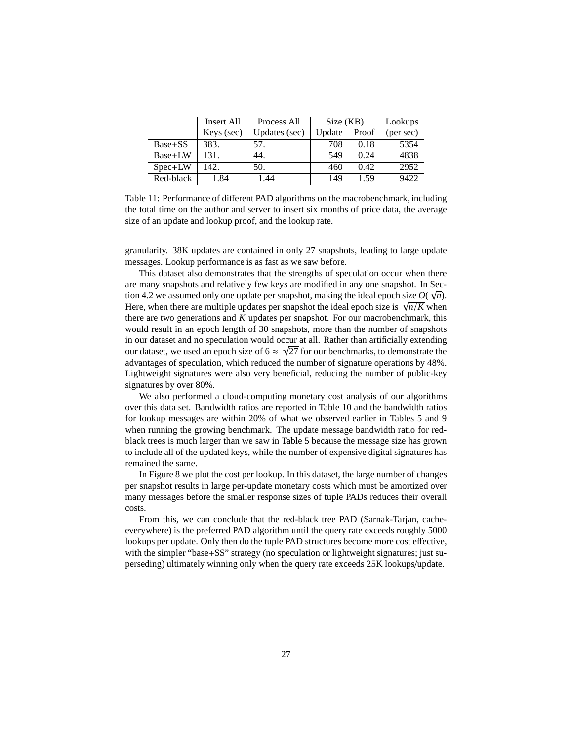| | Insert All Keys (sec) | Process All Updates (sec) | Size (KB) Update | Proof | Lookups (per sec) |
|---|---|---|---|---|---|
| Base+SS | 383. | 57. | 708 | 0.18 | 5354 |
| Base+LW | 131. | 44. | 549 | 0.24 | 4838 |
| Spec+LW | 142. | 50. | 460 | 0.42 | 2952 |
| Red-black | 1.84 | 1.44 | 149 | 1.59 | 9422 |

Table 11: Performance of different PAD algorithms on the macrobenchmark, including the total time on the author and server to insert six months of price data, the average size of an update and lookup proof, and the lookup rate.

granularity. 38K updates are contained in only 27 snapshots, leading to large update messages. Lookup performance is as fast as we saw before.

This dataset also demonstrates that the strengths of speculation occur when there are many snapshots and relatively few keys are modified in any one snapshot. In Section 4.2 we assumed only one update per snapshot, making the ideal epoch size $O(\sqrt{n})$. Here, when there are multiple updates per snapshot the ideal epoch size is $\sqrt{n/K}$ when there are two generations and $K$ updates per snapshot. For our macrobenchmark, this would result in an epoch length of 30 snapshots, more than the number of snapshots in our dataset and no speculation would occur at all. Rather than artificially extending our dataset, we used an epoch size of $6 \approx \sqrt{27}$ for our benchmarks, to demonstrate the advantages of speculation, which reduced the number of signature operations by 48%. Lightweight signatures were also very beneficial, reducing the number of public-key signatures by over 80%.

We also performed a cloud-computing monetary cost analysis of our algorithms over this data set. Bandwidth ratios are reported in Table 10 and the bandwidth ratios for lookup messages are within 20% of what we observed earlier in Tables 5 and 9 when running the growing benchmark. The update message bandwidth ratio for red-black trees is much larger than we saw in Table 5 because the message size has grown to include all of the updated keys, while the number of expensive digital signatures has remained the same.

In Figure 8 we plot the cost per lookup. In this dataset, the large number of changes per snapshot results in large per-update monetary costs which must be amortized over many messages before the smaller response sizes of tuple PADs reduces their overall costs.

From this, we can conclude that the red-black tree PAD (Sarnak-Tarjan, cache-everywhere) is the preferred PAD algorithm until the query rate exceeds roughly 5000 lookups per update. Only then do the tuple PAD structures become more cost effective, with the simpler "base+SS" strategy (no speculation or lightweight signatures; just superseding) ultimately winning only when the query rate exceeds 25K lookups/update.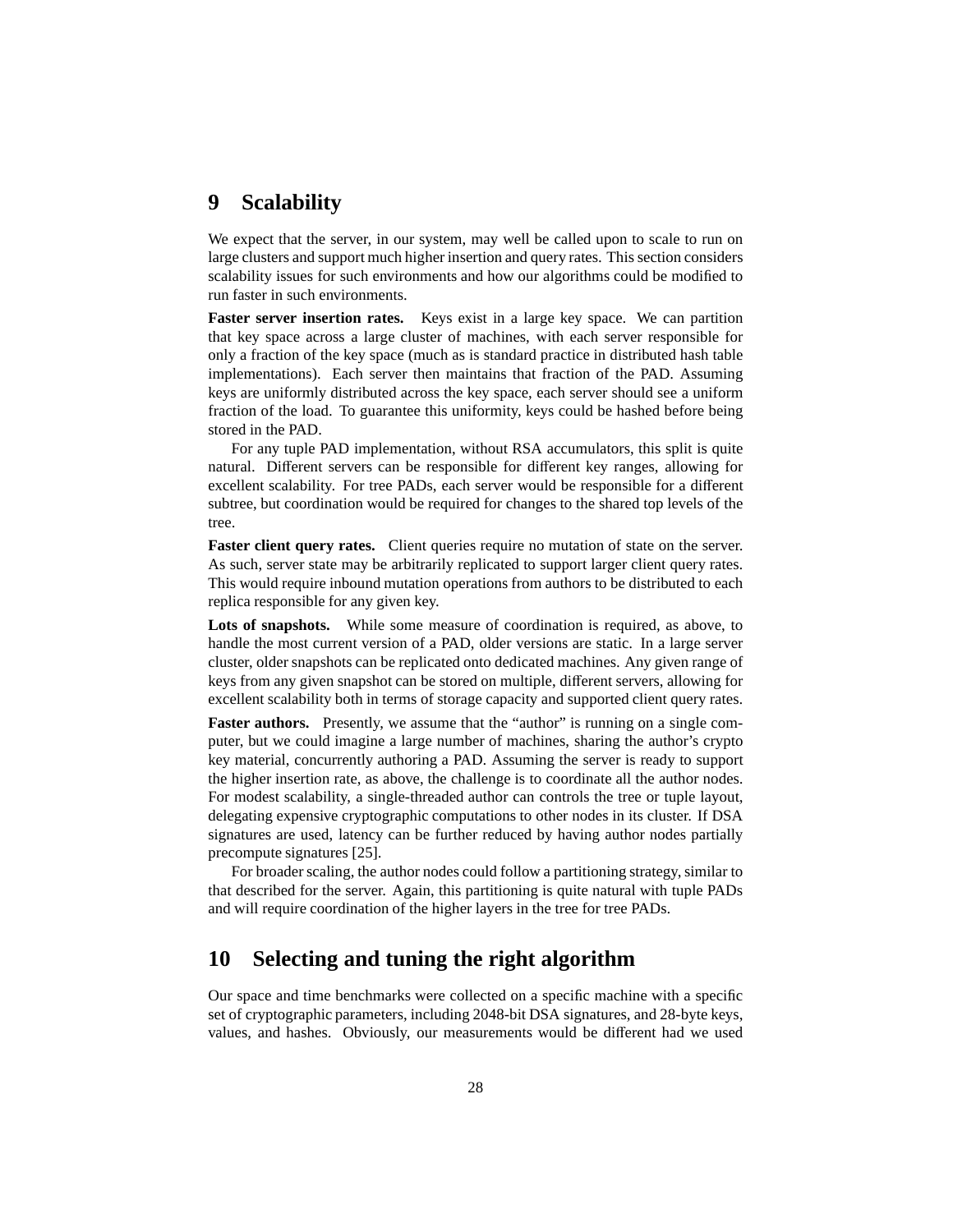# 9 Scalability

We expect that the server, in our system, may well be called upon to scale to run on large clusters and support much higher insertion and query rates. This section considers scalability issues for such environments and how our algorithms could be modified to run faster in such environments.

**Faster server insertion rates.** Keys exist in a large key space. We can partition that key space across a large cluster of machines, with each server responsible for only a fraction of the key space (much as is standard practice in distributed hash table implementations). Each server then maintains that fraction of the PAD. Assuming keys are uniformly distributed across the key space, each server should see a uniform fraction of the load. To guarantee this uniformity, keys could be hashed before being stored in the PAD.

For any tuple PAD implementation, without RSA accumulators, this split is quite natural. Different servers can be responsible for different key ranges, allowing for excellent scalability. For tree PADs, each server would be responsible for a different subtree, but coordination would be required for changes to the shared top levels of the tree.

**Faster client query rates.** Client queries require no mutation of state on the server. As such, server state may be arbitrarily replicated to support larger client query rates. This would require inbound mutation operations from authors to be distributed to each replica responsible for any given key.

**Lots of snapshots.** While some measure of coordination is required, as above, to handle the most current version of a PAD, older versions are static. In a large server cluster, older snapshots can be replicated onto dedicated machines. Any given range of keys from any given snapshot can be stored on multiple, different servers, allowing for excellent scalability both in terms of storage capacity and supported client query rates.

**Faster authors.** Presently, we assume that the "author" is running on a single computer, but we could imagine a large number of machines, sharing the author's crypto key material, concurrently authoring a PAD. Assuming the server is ready to support the higher insertion rate, as above, the challenge is to coordinate all the author nodes. For modest scalability, a single-threaded author can controls the tree or tuple layout, delegating expensive cryptographic computations to other nodes in its cluster. If DSA signatures are used, latency can be further reduced by having author nodes partially precompute signatures [25].

For broader scaling, the author nodes could follow a partitioning strategy, similar to that described for the server. Again, this partitioning is quite natural with tuple PADs and will require coordination of the higher layers in the tree for tree PADs.

# 10 Selecting and tuning the right algorithm

Our space and time benchmarks were collected on a specific machine with a specific set of cryptographic parameters, including 2048-bit DSA signatures, and 28-byte keys, values, and hashes. Obviously, our measurements would be different had we used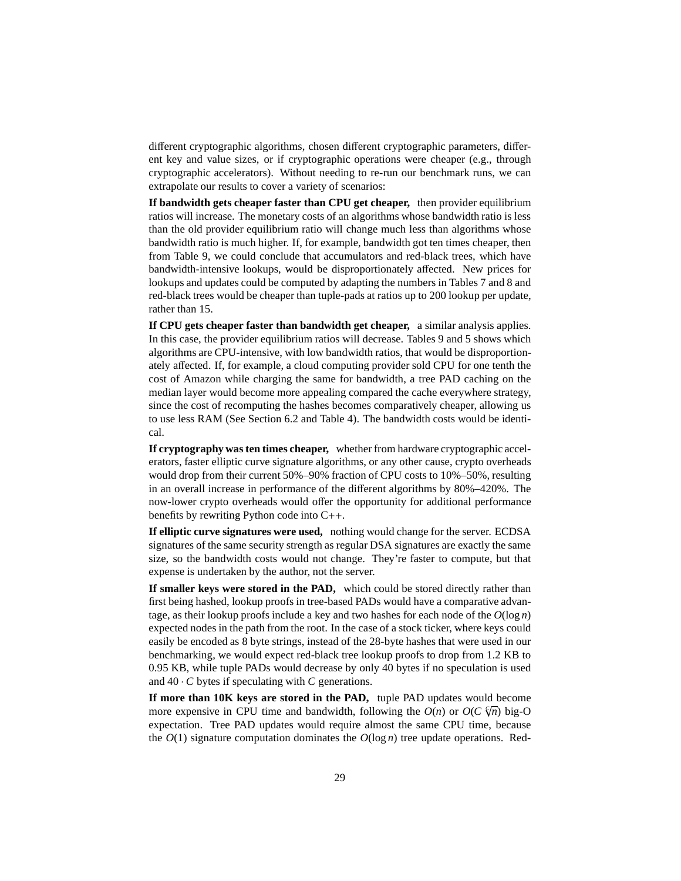different cryptographic algorithms, chosen different cryptographic parameters, different key and value sizes, or if cryptographic operations were cheaper (e.g., through cryptographic accelerators). Without needing to re-run our benchmark runs, we can extrapolate our results to cover a variety of scenarios:

**If bandwidth gets cheaper faster than CPU get cheaper,** then provider equilibrium ratios will increase. The monetary costs of an algorithms whose bandwidth ratio is less than the old provider equilibrium ratio will change much less than algorithms whose bandwidth ratio is much higher. If, for example, bandwidth got ten times cheaper, then from Table 9, we could conclude that accumulators and red-black trees, which have bandwidth-intensive lookups, would be disproportionately affected. New prices for lookups and updates could be computed by adapting the numbers in Tables 7 and 8 and red-black trees would be cheaper than tuple-pads at ratios up to 200 lookup per update, rather than 15.

**If CPU gets cheaper faster than bandwidth get cheaper,** a similar analysis applies. In this case, the provider equilibrium ratios will decrease. Tables 9 and 5 shows which algorithms are CPU-intensive, with low bandwidth ratios, that would be disproportionately affected. If, for example, a cloud computing provider sold CPU for one tenth the cost of Amazon while charging the same for bandwidth, a tree PAD caching on the median layer would become more appealing compared the cache everywhere strategy, since the cost of recomputing the hashes becomes comparatively cheaper, allowing us to use less RAM (See Section 6.2 and Table 4). The bandwidth costs would be identical.

**If cryptography was ten times cheaper,** whether from hardware cryptographic accelerators, faster elliptic curve signature algorithms, or any other cause, crypto overheads would drop from their current 50%–90% fraction of CPU costs to 10%–50%, resulting in an overall increase in performance of the different algorithms by 80%–420%. The now-lower crypto overheads would offer the opportunity for additional performance benefits by rewriting Python code into C++.

**If elliptic curve signatures were used,** nothing would change for the server. ECDSA signatures of the same security strength as regular DSA signatures are exactly the same size, so the bandwidth costs would not change. They're faster to compute, but that expense is undertaken by the author, not the server.

**If smaller keys were stored in the PAD,** which could be stored directly rather than first being hashed, lookup proofs in tree-based PADs would have a comparative advantage, as their lookup proofs include a key and two hashes for each node of the $O(\log n)$ expected nodes in the path from the root. In the case of a stock ticker, where keys could easily be encoded as 8 byte strings, instead of the 28-byte hashes that were used in our benchmarking, we would expect red-black tree lookup proofs to drop from 1.2 KB to 0.95 KB, while tuple PADs would decrease by only 40 bytes if no speculation is used and $40 \cdot C$ bytes if speculating with $C$ generations.

**If more than 10K keys are stored in the PAD,** tuple PAD updates would become more expensive in CPU time and bandwidth, following the $O(n)$ or $O(C\sqrt[C]{n})$ big-O expectation. Tree PAD updates would require almost the same CPU time, because the $O(1)$ signature computation dominates the $O(\log n)$ tree update operations. Red-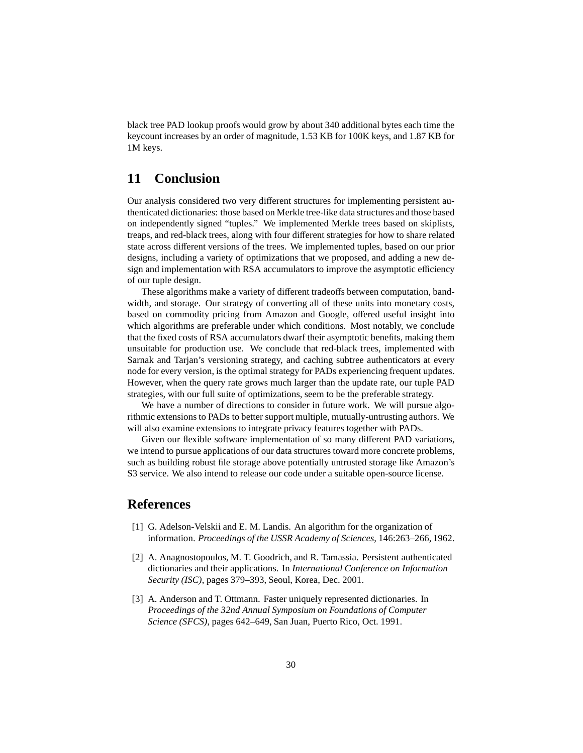black tree PAD lookup proofs would grow by about 340 additional bytes each time the keycount increases by an order of magnitude, 1.53 KB for 100K keys, and 1.87 KB for 1M keys.

## 11 Conclusion

Our analysis considered two very different structures for implementing persistent authenticated dictionaries: those based on Merkle tree-like data structures and those based on independently signed "tuples." We implemented Merkle trees based on skiplists, treaps, and red-black trees, along with four different strategies for how to share related state across different versions of the trees. We implemented tuples, based on our prior designs, including a variety of optimizations that we proposed, and adding a new design and implementation with RSA accumulators to improve the asymptotic efficiency of our tuple design.

These algorithms make a variety of different tradeoffs between computation, bandwidth, and storage. Our strategy of converting all of these units into monetary costs, based on commodity pricing from Amazon and Google, offered useful insight into which algorithms are preferable under which conditions. Most notably, we conclude that the fixed costs of RSA accumulators dwarf their asymptotic benefits, making them unsuitable for production use. We conclude that red-black trees, implemented with Sarnak and Tarjan's versioning strategy, and caching subtree authenticators at every node for every version, is the optimal strategy for PADs experiencing frequent updates. However, when the query rate grows much larger than the update rate, our tuple PAD strategies, with our full suite of optimizations, seem to be the preferable strategy.

We have a number of directions to consider in future work. We will pursue algorithmic extensions to PADs to better support multiple, mutually-untrusting authors. We will also examine extensions to integrate privacy features together with PADs.

Given our flexible software implementation of so many different PAD variations, we intend to pursue applications of our data structures toward more concrete problems, such as building robust file storage above potentially untrusted storage like Amazon's S3 service. We also intend to release our code under a suitable open-source license.

## References

[1] G. Adelson-Velskii and E. M. Landis. An algorithm for the organization of information. *Proceedings of the USSR Academy of Sciences*, 146:263–266, 1962.

[2] A. Anagnostopoulos, M. T. Goodrich, and R. Tamassia. Persistent authenticated dictionaries and their applications. In *International Conference on Information Security (ISC)*, pages 379–393, Seoul, Korea, Dec. 2001.

[3] A. Anderson and T. Ottmann. Faster uniquely represented dictionaries. In *Proceedings of the 32nd Annual Symposium on Foundations of Computer Science (SFCS)*, pages 642–649, San Juan, Puerto Rico, Oct. 1991.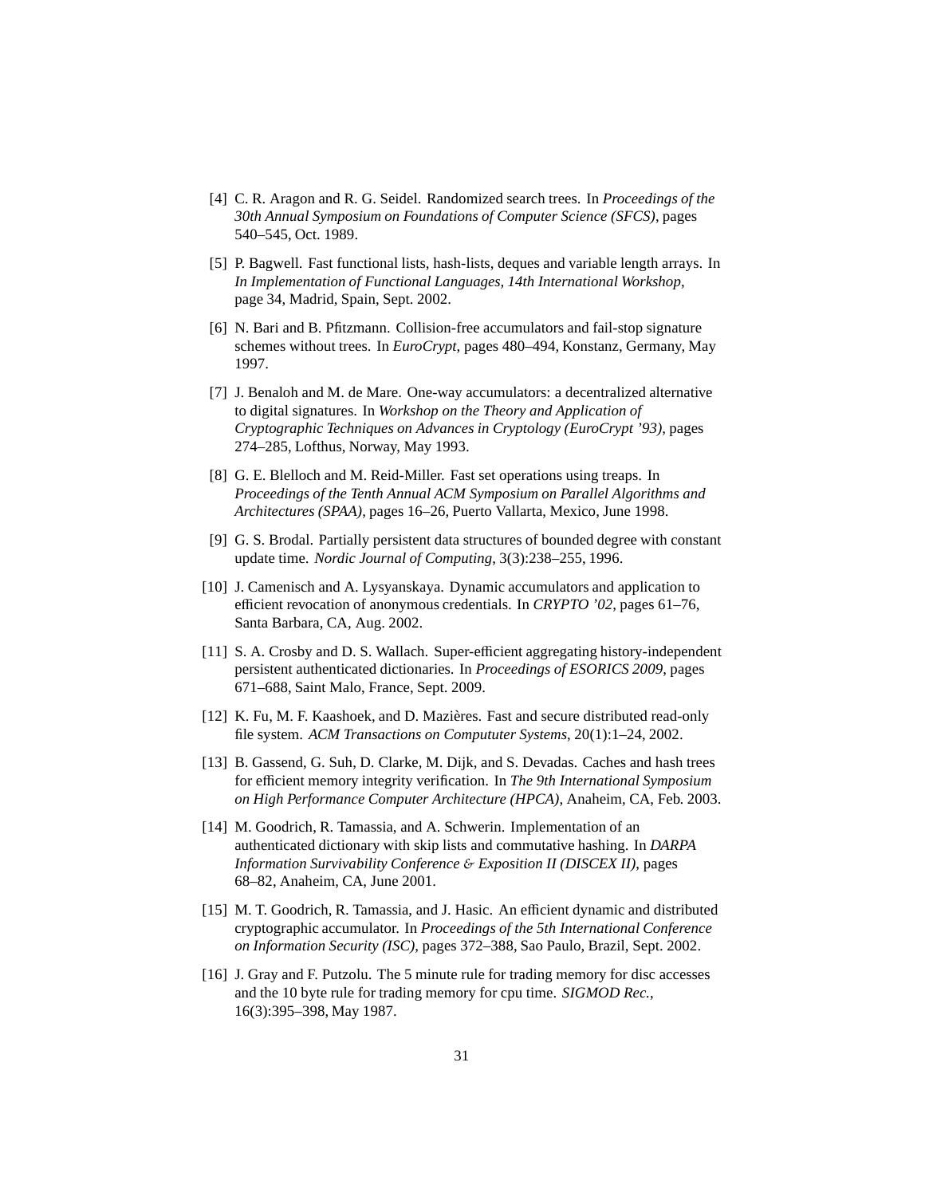[4] C. R. Aragon and R. G. Seidel. Randomized search trees. In *Proceedings of the 30th Annual Symposium on Foundations of Computer Science (SFCS)*, pages 540–545, Oct. 1989.

[5] P. Bagwell. Fast functional lists, hash-lists, deques and variable length arrays. In *In Implementation of Functional Languages, 14th International Workshop*, page 34, Madrid, Spain, Sept. 2002.

[6] N. Bari and B. Pfitzmann. Collision-free accumulators and fail-stop signature schemes without trees. In *EuroCrypt*, pages 480–494, Konstanz, Germany, May 1997.

[7] J. Benaloh and M. de Mare. One-way accumulators: a decentralized alternative to digital signatures. In *Workshop on the Theory and Application of Cryptographic Techniques on Advances in Cryptology (EuroCrypt '93)*, pages 274–285, Lofthus, Norway, May 1993.

[8] G. E. Blelloch and M. Reid-Miller. Fast set operations using treaps. In *Proceedings of the Tenth Annual ACM Symposium on Parallel Algorithms and Architectures (SPAA)*, pages 16–26, Puerto Vallarta, Mexico, June 1998.

[9] G. S. Brodal. Partially persistent data structures of bounded degree with constant update time. *Nordic Journal of Computing*, 3(3):238–255, 1996.

[10] J. Camenisch and A. Lysyanskaya. Dynamic accumulators and application to efficient revocation of anonymous credentials. In *CRYPTO '02*, pages 61–76, Santa Barbara, CA, Aug. 2002.

[11] S. A. Crosby and D. S. Wallach. Super-efficient aggregating history-independent persistent authenticated dictionaries. In *Proceedings of ESORICS 2009*, pages 671–688, Saint Malo, France, Sept. 2009.

[12] K. Fu, M. F. Kaashoek, and D. Mazières. Fast and secure distributed read-only file system. *ACM Transactions on Compututer Systems*, 20(1):1–24, 2002.

[13] B. Gassend, G. Suh, D. Clarke, M. Dijk, and S. Devadas. Caches and hash trees for efficient memory integrity verification. In *The 9th International Symposium on High Performance Computer Architecture (HPCA)*, Anaheim, CA, Feb. 2003.

[14] M. Goodrich, R. Tamassia, and A. Schwerin. Implementation of an authenticated dictionary with skip lists and commutative hashing. In *DARPA Information Survivability Conference & Exposition II (DISCEX II)*, pages 68–82, Anaheim, CA, June 2001.

[15] M. T. Goodrich, R. Tamassia, and J. Hasic. An efficient dynamic and distributed cryptographic accumulator. In *Proceedings of the 5th International Conference on Information Security (ISC)*, pages 372–388, Sao Paulo, Brazil, Sept. 2002.

[16] J. Gray and F. Putzolu. The 5 minute rule for trading memory for disc accesses and the 10 byte rule for trading memory for cpu time. *SIGMOD Rec.*, 16(3):395–398, May 1987.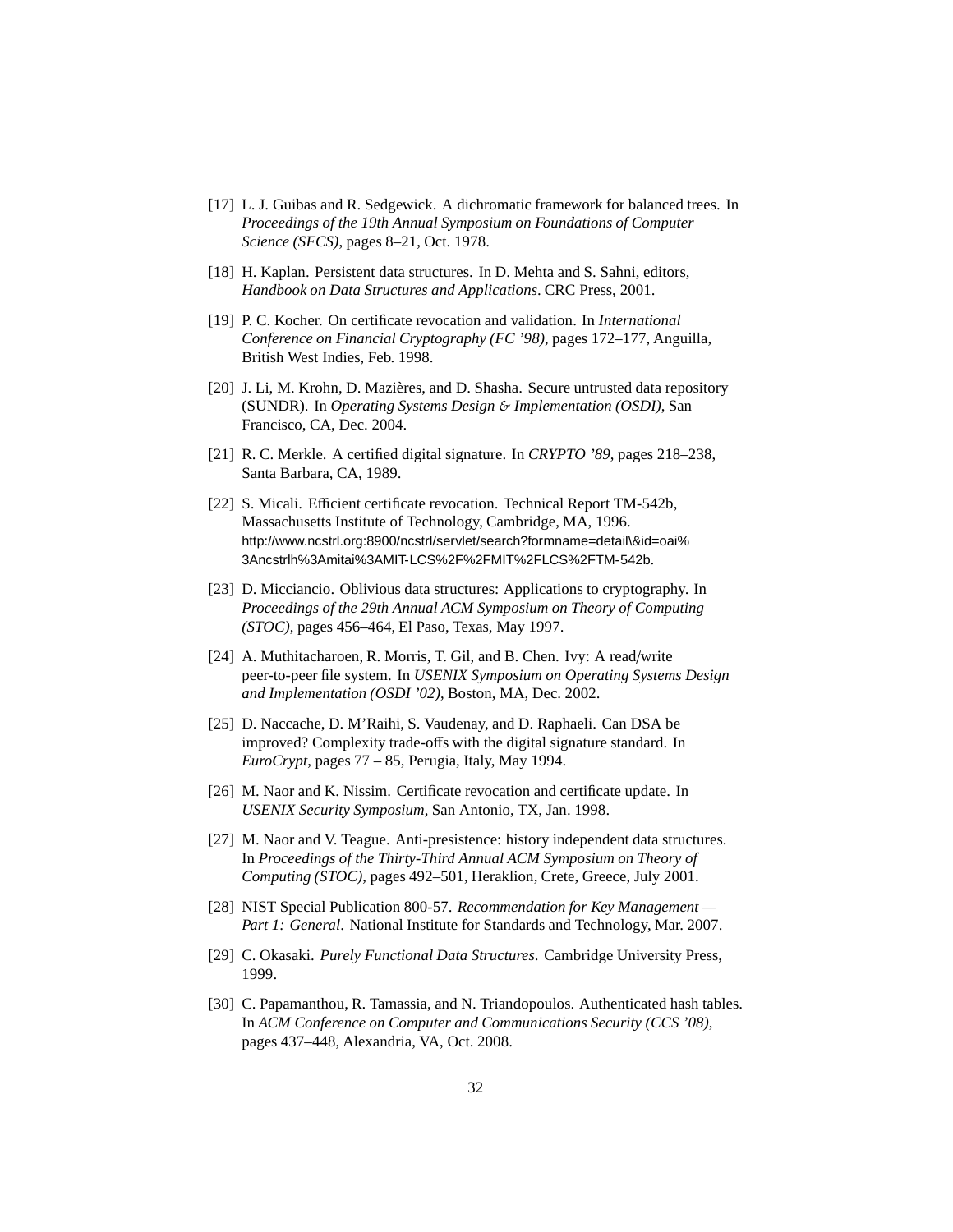[17] L. J. Guibas and R. Sedgewick. A dichromatic framework for balanced trees. In *Proceedings of the 19th Annual Symposium on Foundations of Computer Science (SFCS)*, pages 8–21, Oct. 1978.

[18] H. Kaplan. Persistent data structures. In D. Mehta and S. Sahni, editors, *Handbook on Data Structures and Applications*. CRC Press, 2001.

[19] P. C. Kocher. On certificate revocation and validation. In *International Conference on Financial Cryptography (FC '98)*, pages 172–177, Anguilla, British West Indies, Feb. 1998.

[20] J. Li, M. Krohn, D. Mazières, and D. Shasha. Secure untrusted data repository (SUNDR). In *Operating Systems Design & Implementation (OSDI)*, San Francisco, CA, Dec. 2004.

[21] R. C. Merkle. A certified digital signature. In *CRYPTO '89*, pages 218–238, Santa Barbara, CA, 1989.

[22] S. Micali. Efficient certificate revocation. Technical Report TM-542b, Massachusetts Institute of Technology, Cambridge, MA, 1996. http://www.ncstrl.org:8900/ncstrl/servlet/search?formname=detail\&id=oai%3Ancstrlh%3Amitai%3AMIT-LCS%2F%2FMIT%2FLCS%2FTM-542b.

[23] D. Micciancio. Oblivious data structures: Applications to cryptography. In *Proceedings of the 29th Annual ACM Symposium on Theory of Computing (STOC)*, pages 456–464, El Paso, Texas, May 1997.

[24] A. Muthitacharoen, R. Morris, T. Gil, and B. Chen. Ivy: A read/write peer-to-peer file system. In *USENIX Symposium on Operating Systems Design and Implementation (OSDI '02)*, Boston, MA, Dec. 2002.

[25] D. Naccache, D. M'Raihi, S. Vaudenay, and D. Raphaeli. Can DSA be improved? Complexity trade-offs with the digital signature standard. In *EuroCrypt*, pages 77 – 85, Perugia, Italy, May 1994.

[26] M. Naor and K. Nissim. Certificate revocation and certificate update. In *USENIX Security Symposium*, San Antonio, TX, Jan. 1998.

[27] M. Naor and V. Teague. Anti-presistence: history independent data structures. In *Proceedings of the Thirty-Third Annual ACM Symposium on Theory of Computing (STOC)*, pages 492–501, Heraklion, Crete, Greece, July 2001.

[28] NIST Special Publication 800-57. *Recommendation for Key Management — Part 1: General*. National Institute for Standards and Technology, Mar. 2007.

[29] C. Okasaki. *Purely Functional Data Structures*. Cambridge University Press, 1999.

[30] C. Papamanthou, R. Tamassia, and N. Triandopoulos. Authenticated hash tables. In *ACM Conference on Computer and Communications Security (CCS '08)*, pages 437–448, Alexandria, VA, Oct. 2008.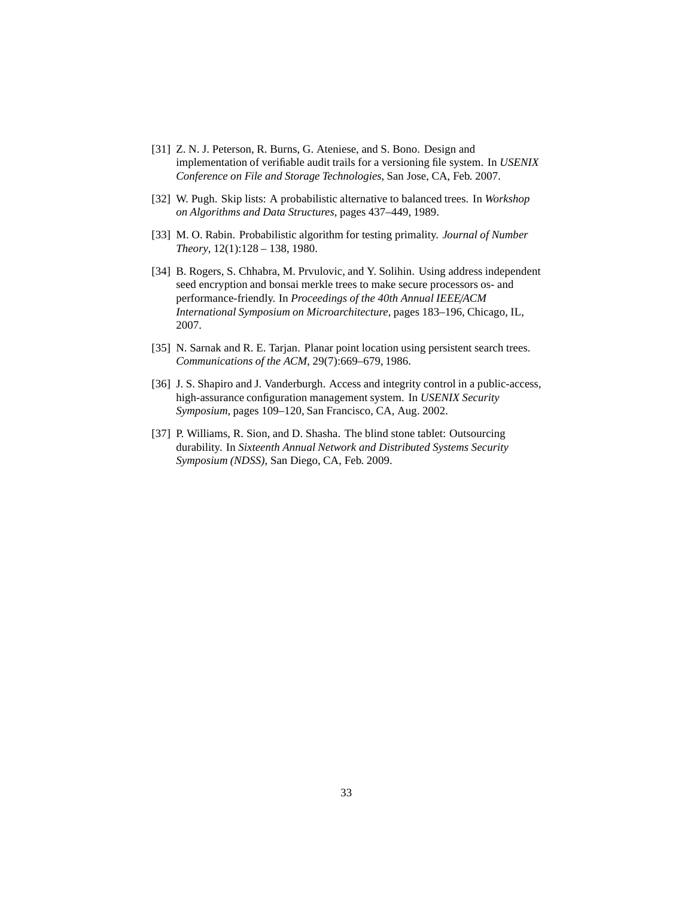[31] Z. N. J. Peterson, R. Burns, G. Ateniese, and S. Bono. Design and implementation of verifiable audit trails for a versioning file system. In *USENIX Conference on File and Storage Technologies*, San Jose, CA, Feb. 2007.

[32] W. Pugh. Skip lists: A probabilistic alternative to balanced trees. In *Workshop on Algorithms and Data Structures*, pages 437–449, 1989.

[33] M. O. Rabin. Probabilistic algorithm for testing primality. *Journal of Number Theory*, 12(1):128 – 138, 1980.

[34] B. Rogers, S. Chhabra, M. Prvulovic, and Y. Solihin. Using address independent seed encryption and bonsai merkle trees to make secure processors os- and performance-friendly. In *Proceedings of the 40th Annual IEEE/ACM International Symposium on Microarchitecture*, pages 183–196, Chicago, IL, 2007.

[35] N. Sarnak and R. E. Tarjan. Planar point location using persistent search trees. *Communications of the ACM*, 29(7):669–679, 1986.

[36] J. S. Shapiro and J. Vanderburgh. Access and integrity control in a public-access, high-assurance configuration management system. In *USENIX Security Symposium*, pages 109–120, San Francisco, CA, Aug. 2002.

[37] P. Williams, R. Sion, and D. Shasha. The blind stone tablet: Outsourcing durability. In *Sixteenth Annual Network and Distributed Systems Security Symposium (NDSS)*, San Diego, CA, Feb. 2009.